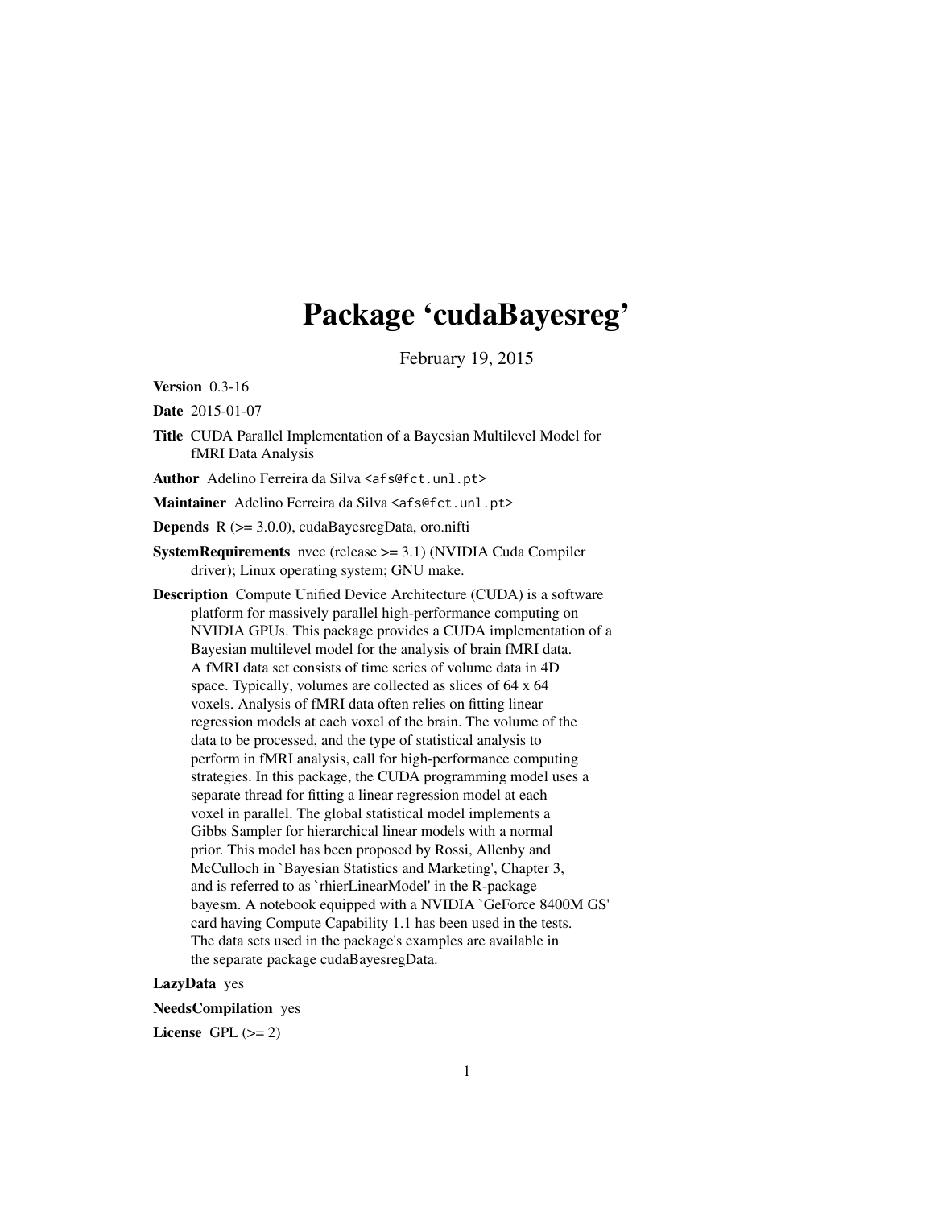# Package 'cudaBayesreg'

February 19, 2015

**Version** 0.3-16

**Date** 2015-01-07

**Title** CUDA Parallel Implementation of a Bayesian Multilevel Model for fMRI Data Analysis

**Author** Adelino Ferreira da Silva <afs@fct.unl.pt>

**Maintainer** Adelino Ferreira da Silva <afs@fct.unl.pt>

**Depends** R (>= 3.0.0), cudaBayesregData, oro.nifti

**SystemRequirements** nvcc (release >= 3.1) (NVIDIA Cuda Compiler driver); Linux operating system; GNU make.

**Description** Compute Unified Device Architecture (CUDA) is a software platform for massively parallel high-performance computing on NVIDIA GPUs. This package provides a CUDA implementation of a Bayesian multilevel model for the analysis of brain fMRI data. A fMRI data set consists of time series of volume data in 4D space. Typically, volumes are collected as slices of 64 x 64 voxels. Analysis of fMRI data often relies on fitting linear regression models at each voxel of the brain. The volume of the data to be processed, and the type of statistical analysis to perform in fMRI analysis, call for high-performance computing strategies. In this package, the CUDA programming model uses a separate thread for fitting a linear regression model at each voxel in parallel. The global statistical model implements a Gibbs Sampler for hierarchical linear models with a normal prior. This model has been proposed by Rossi, Allenby and McCulloch in `Bayesian Statistics and Marketing', Chapter 3, and is referred to as `rhierLinearModel' in the R-package bayesm. A notebook equipped with a NVIDIA `GeForce 8400M GS' card having Compute Capability 1.1 has been used in the tests. The data sets used in the package's examples are available in the separate package cudaBayesregData.

**LazyData** yes

**NeedsCompilation** yes

**License** GPL (>= 2)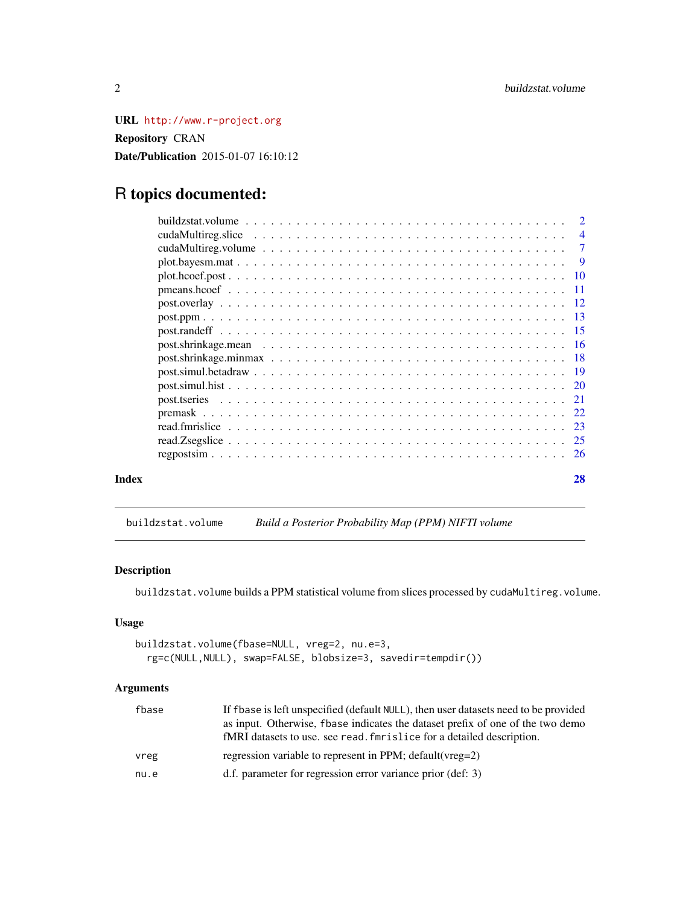**URL** http://www.r-project.org

**Repository** CRAN

**Date/Publication** 2015-01-07 16:10:12

# R topics documented:

| | |
|---|---|
| buildzstat.volume | 2 |
| cudaMultireg.slice | 4 |
| cudaMultireg.volume | 7 |
| plot.bayesm.mat | 9 |
| plot.hcoef.post | 10 |
| pmeans.hcoef | 11 |
| post.overlay | 12 |
| post.ppm | 13 |
| post.randeff | 15 |
| post.shrinkage.mean | 16 |
| post.shrinkage.minmax | 18 |
| post.simul.betadraw | 19 |
| post.simul.hist | 20 |
| post.tseries | 21 |
| premask | 22 |
| read.fmrislice | 23 |
| read.Zsegslice | 25 |
| regpostsim | 26 |

**Index** **28**

---

`buildzstat.volume` *Build a Posterior Probability Map (PPM) NIFTI volume*

---

### Description

`buildzstat.volume` builds a PPM statistical volume from slices processed by `cudaMultireg.volume`.

### Usage

```
buildzstat.volume(fbase=NULL, vreg=2, nu.e=3,
  rg=c(NULL,NULL), swap=FALSE, blobsize=3, savedir=tempdir())
```

### Arguments

| | |
|---|---|
| `fbase` | If `fbase` is left unspecified (default `NULL`), then user datasets need to be provided as input. Otherwise, `fbase` indicates the dataset prefix of one of the two demo fMRI datasets to use. see `read.fmrislice` for a detailed description. |
| `vreg` | regression variable to represent in PPM; default(vreg=2) |
| `nu.e` | d.f. parameter for regression error variance prior (def: 3) |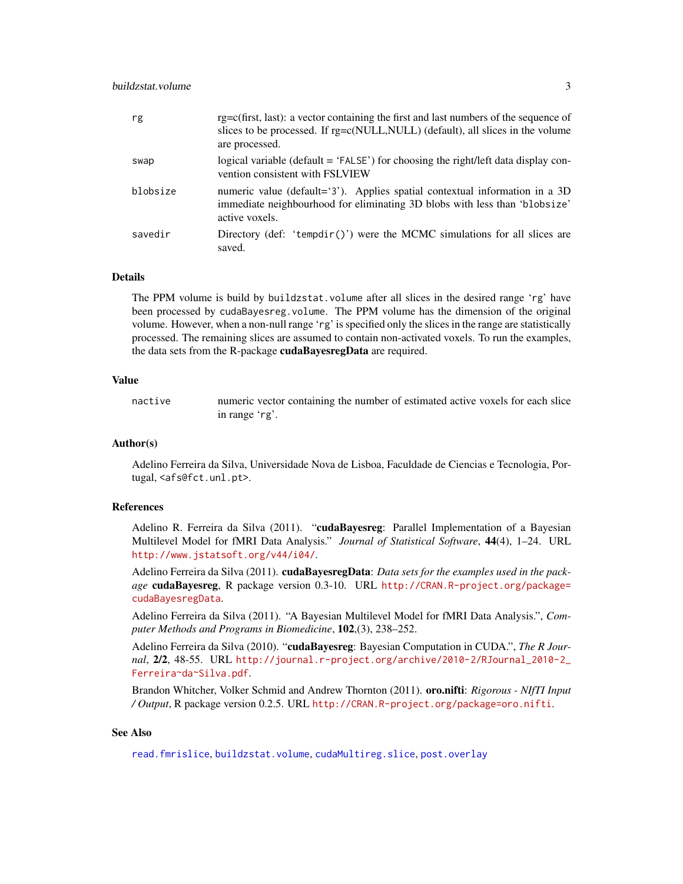| | |
|---|---|
| rg | rg=c(first, last): a vector containing the first and last numbers of the sequence of slices to be processed. If rg=c(NULL,NULL) (default), all slices in the volume are processed. |
| swap | logical variable (default = 'FALSE') for choosing the right/left data display convention consistent with FSLVIEW |
| blobsize | numeric value (default='3'). Applies spatial contextual information in a 3D immediate neighbourhood for eliminating 3D blobs with less than 'blobsize' active voxels. |
| savedir | Directory (def: 'tempdir()') were the MCMC simulations for all slices are saved. |

## Details

The PPM volume is build by `buildzstat.volume` after all slices in the desired range 'rg' have been processed by `cudaBayesreg.volume`. The PPM volume has the dimension of the original volume. However, when a non-null range 'rg' is specified only the slices in the range are statistically processed. The remaining slices are assumed to contain non-activated voxels. To run the examples, the data sets from the R-package **cudaBayesregData** are required.

## Value

| | |
|---|---|
| nactive | numeric vector containing the number of estimated active voxels for each slice in range 'rg'. |

## Author(s)

Adelino Ferreira da Silva, Universidade Nova de Lisboa, Faculdade de Ciencias e Tecnologia, Portugal, <afs@fct.unl.pt>.

## References

Adelino R. Ferreira da Silva (2011). "**cudaBayesreg**: Parallel Implementation of a Bayesian Multilevel Model for fMRI Data Analysis." *Journal of Statistical Software*, **44**(4), 1–24. URL http://www.jstatsoft.org/v44/i04/.

Adelino Ferreira da Silva (2011). **cudaBayesregData**: *Data sets for the examples used in the package* **cudaBayesreg**, R package version 0.3-10. URL http://CRAN.R-project.org/package=cudaBayesregData.

Adelino Ferreira da Silva (2011). "A Bayesian Multilevel Model for fMRI Data Analysis.", *Computer Methods and Programs in Biomedicine*, **102**,(3), 238–252.

Adelino Ferreira da Silva (2010). "**cudaBayesreg**: Bayesian Computation in CUDA.", *The R Journal*, **2/2**, 48-55. URL http://journal.r-project.org/archive/2010-2/RJournal_2010-2_Ferreira~da~Silva.pdf.

Brandon Whitcher, Volker Schmid and Andrew Thornton (2011). **oro.nifti**: *Rigorous - NIfTI Input / Output*, R package version 0.2.5. URL http://CRAN.R-project.org/package=oro.nifti.

## See Also

`read.fmrislice`, `buildzstat.volume`, `cudaMultireg.slice`, `post.overlay`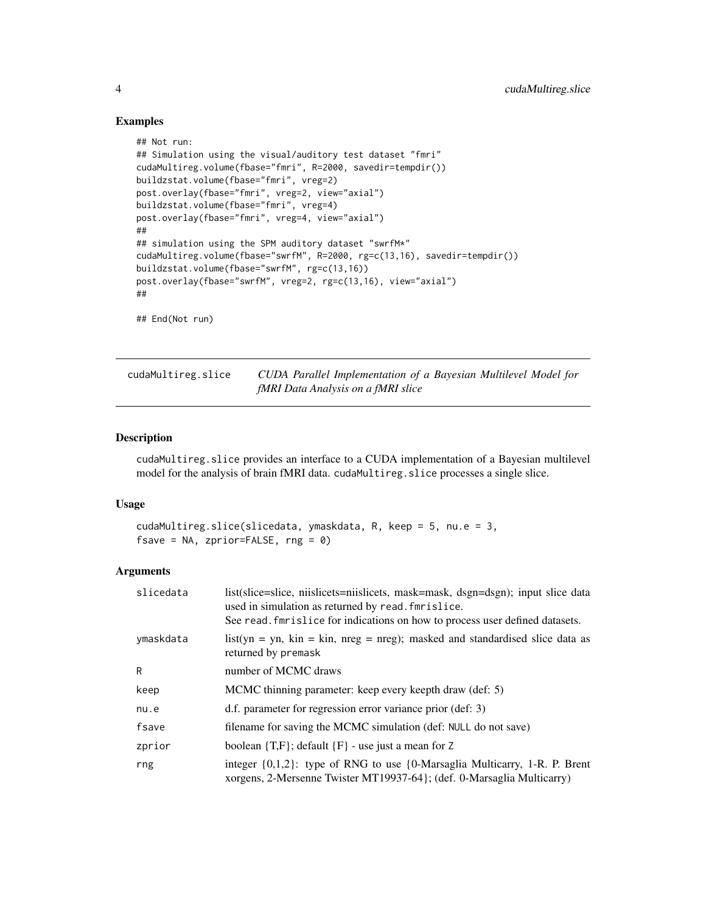## Examples

```
## Not run:
## Simulation using the visual/auditory test dataset "fmri"
cudaMultireg.volume(fbase="fmri", R=2000, savedir=tempdir())
buildzstat.volume(fbase="fmri", vreg=2)
post.overlay(fbase="fmri", vreg=2, view="axial")
buildzstat.volume(fbase="fmri", vreg=4)
post.overlay(fbase="fmri", vreg=4, view="axial")
##
## simulation using the SPM auditory dataset "swrfM*"
cudaMultireg.volume(fbase="swrfM", R=2000, rg=c(13,16), savedir=tempdir())
buildzstat.volume(fbase="swrfM", rg=c(13,16))
post.overlay(fbase="swrfM", vreg=2, rg=c(13,16), view="axial")
##

## End(Not run)
```

---

# cudaMultireg.slice — *CUDA Parallel Implementation of a Bayesian Multilevel Model for fMRI Data Analysis on a fMRI slice*

---

## Description

cudaMultireg.slice provides an interface to a CUDA implementation of a Bayesian multilevel model for the analysis of brain fMRI data. cudaMultireg.slice processes a single slice.

## Usage

```
cudaMultireg.slice(slicedata, ymaskdata, R, keep = 5, nu.e = 3,
fsave = NA, zprior=FALSE, rng = 0)
```

## Arguments

| | |
|---|---|
| slicedata | list(slice=slice, niislicets=niislicets, mask=mask, dsgn=dsgn); input slice data used in simulation as returned by read.fmrislice. See read.fmrislice for indications on how to process user defined datasets. |
| ymaskdata | list(yn = yn, kin = kin, nreg = nreg); masked and standardised slice data as returned by premask |
| R | number of MCMC draws |
| keep | MCMC thinning parameter: keep every keepth draw (def: 5) |
| nu.e | d.f. parameter for regression error variance prior (def: 3) |
| fsave | filename for saving the MCMC simulation (def: NULL do not save) |
| zprior | boolean {T,F}; default {F} - use just a mean for Z |
| rng | integer {0,1,2}: type of RNG to use {0-Marsaglia Multicarry, 1-R. P. Brent xorgens, 2-Mersenne Twister MT19937-64}; (def. 0-Marsaglia Multicarry) |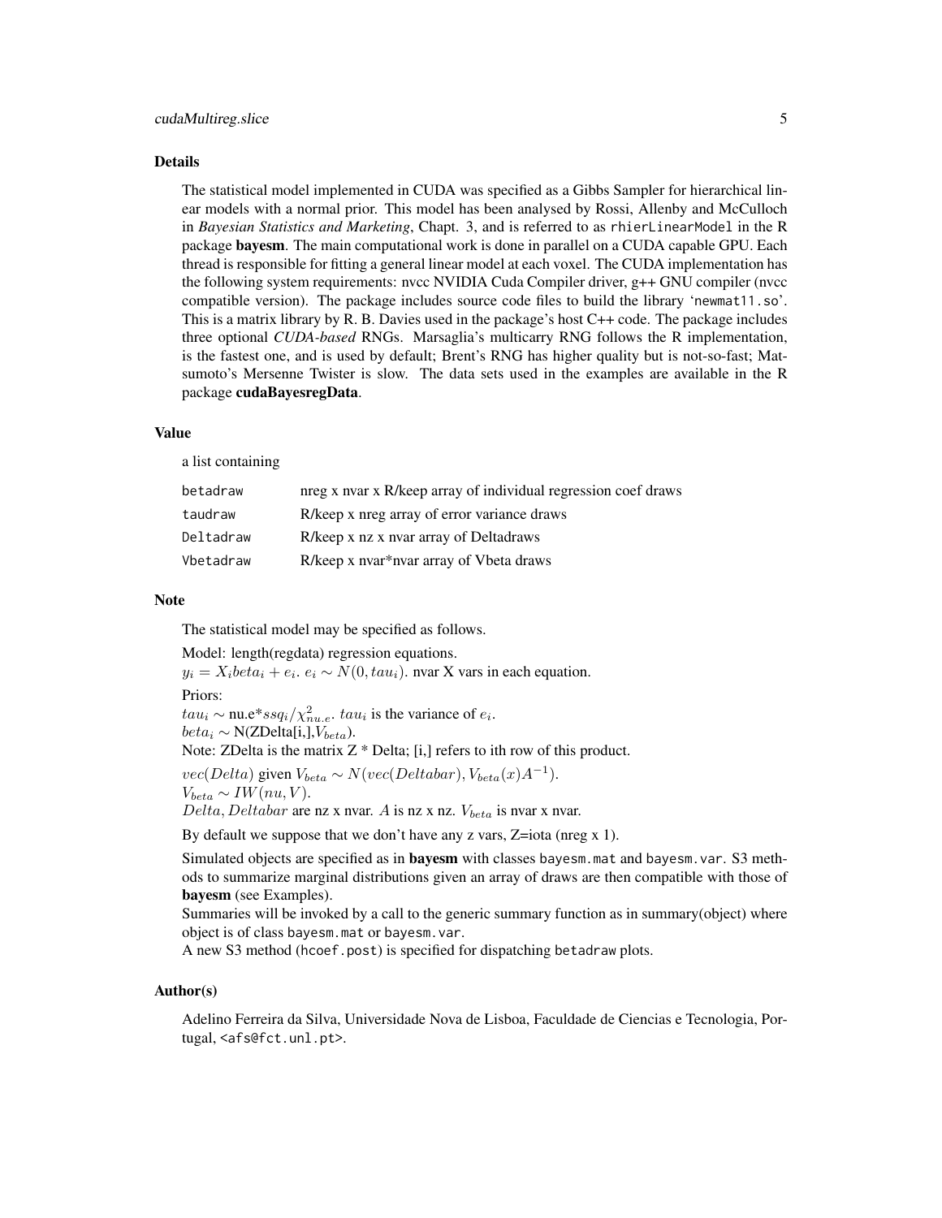## Details

The statistical model implemented in CUDA was specified as a Gibbs Sampler for hierarchical linear models with a normal prior. This model has been analysed by Rossi, Allenby and McCulloch in *Bayesian Statistics and Marketing*, Chapt. 3, and is referred to as `rhierLinearModel` in the R package **bayesm**. The main computational work is done in parallel on a CUDA capable GPU. Each thread is responsible for fitting a general linear model at each voxel. The CUDA implementation has the following system requirements: nvcc NVIDIA Cuda Compiler driver, g++ GNU compiler (nvcc compatible version). The package includes source code files to build the library 'newmat11.so'. This is a matrix library by R. B. Davies used in the package's host C++ code. The package includes three optional *CUDA-based* RNGs. Marsaglia's multicarry RNG follows the R implementation, is the fastest one, and is used by default; Brent's RNG has higher quality but is not-so-fast; Matsumoto's Mersenne Twister is slow. The data sets used in the examples are available in the R package **cudaBayesregData**.

## Value

a list containing

| | |
|---|---|
| `betadraw` | nreg x nvar x R/keep array of individual regression coef draws |
| `taudraw` | R/keep x nreg array of error variance draws |
| `Deltadraw` | R/keep x nz x nvar array of Deltadraws |
| `Vbetadraw` | R/keep x nvar*nvar array of Vbeta draws |

## Note

The statistical model may be specified as follows.

Model: length(regdata) regression equations.
$y_i = X_i beta_i + e_i$. $e_i \sim N(0, tau_i)$. nvar X vars in each equation.

Priors:
$tau_i \sim$ nu.e*$ssq_i/\chi^2_{nu.e}$. $tau_i$ is the variance of $e_i$.
$beta_i \sim$ N(ZDelta[i,],$V_{beta}$).
Note: ZDelta is the matrix Z * Delta; [i,] refers to ith row of this product.

$vec(Delta)$ given $V_{beta} \sim N(vec(Deltabar), V_{beta}(x)A^{-1})$.
$V_{beta} \sim IW(nu, V)$.
$Delta, Deltabar$ are nz x nvar. $A$ is nz x nz. $V_{beta}$ is nvar x nvar.

By default we suppose that we don't have any z vars, Z=iota (nreg x 1).

Simulated objects are specified as in **bayesm** with classes `bayesm.mat` and `bayesm.var`. S3 methods to summarize marginal distributions given an array of draws are then compatible with those of **bayesm** (see Examples).
Summaries will be invoked by a call to the generic summary function as in summary(object) where object is of class `bayesm.mat` or `bayesm.var`.
A new S3 method (`hcoef.post`) is specified for dispatching `betadraw` plots.

## Author(s)

Adelino Ferreira da Silva, Universidade Nova de Lisboa, Faculdade de Ciencias e Tecnologia, Portugal, <afs@fct.unl.pt>.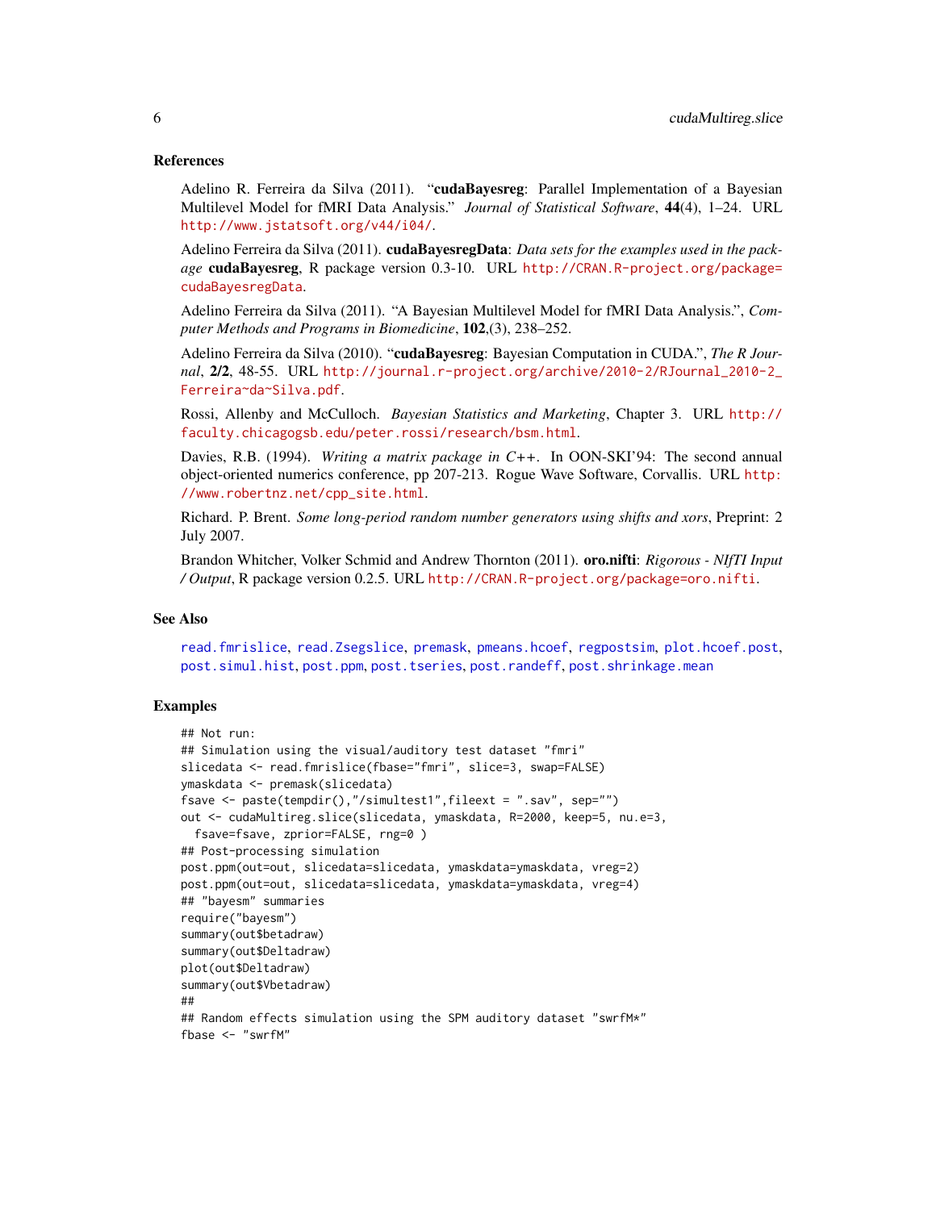### References

Adelino R. Ferreira da Silva (2011). "**cudaBayesreg**: Parallel Implementation of a Bayesian Multilevel Model for fMRI Data Analysis." *Journal of Statistical Software*, **44**(4), 1–24. URL http://www.jstatsoft.org/v44/i04/.

Adelino Ferreira da Silva (2011). **cudaBayesregData**: *Data sets for the examples used in the package* **cudaBayesreg**, R package version 0.3-10. URL http://CRAN.R-project.org/package=cudaBayesregData.

Adelino Ferreira da Silva (2011). "A Bayesian Multilevel Model for fMRI Data Analysis.", *Computer Methods and Programs in Biomedicine*, **102**,(3), 238–252.

Adelino Ferreira da Silva (2010). "**cudaBayesreg**: Bayesian Computation in CUDA.", *The R Journal*, **2/2**, 48-55. URL http://journal.r-project.org/archive/2010-2/RJournal_2010-2_Ferreira~da~Silva.pdf.

Rossi, Allenby and McCulloch. *Bayesian Statistics and Marketing*, Chapter 3. URL http://faculty.chicagogsb.edu/peter.rossi/research/bsm.html.

Davies, R.B. (1994). *Writing a matrix package in C++*. In OON-SKI'94: The second annual object-oriented numerics conference, pp 207-213. Rogue Wave Software, Corvallis. URL http://www.robertnz.net/cpp_site.html.

Richard. P. Brent. *Some long-period random number generators using shifts and xors*, Preprint: 2 July 2007.

Brandon Whitcher, Volker Schmid and Andrew Thornton (2011). **oro.nifti**: *Rigorous - NIfTI Input / Output*, R package version 0.2.5. URL http://CRAN.R-project.org/package=oro.nifti.

### See Also

read.fmrislice, read.Zsegslice, premask, pmeans.hcoef, regpostsim, plot.hcoef.post, post.simul.hist, post.ppm, post.tseries, post.randeff, post.shrinkage.mean

### Examples

```
## Not run:
## Simulation using the visual/auditory test dataset "fmri"
slicedata <- read.fmrislice(fbase="fmri", slice=3, swap=FALSE)
ymaskdata <- premask(slicedata)
fsave <- paste(tempdir(),"/simultest1",fileext = ".sav", sep="")
out <- cudaMultireg.slice(slicedata, ymaskdata, R=2000, keep=5, nu.e=3,
  fsave=fsave, zprior=FALSE, rng=0 )
## Post-processing simulation
post.ppm(out=out, slicedata=slicedata, ymaskdata=ymaskdata, vreg=2)
post.ppm(out=out, slicedata=slicedata, ymaskdata=ymaskdata, vreg=4)
## "bayesm" summaries
require("bayesm")
summary(out$betadraw)
summary(out$Deltadraw)
plot(out$Deltadraw)
summary(out$Vbetadraw)
##
## Random effects simulation using the SPM auditory dataset "swrfM*"
fbase <- "swrfM"
```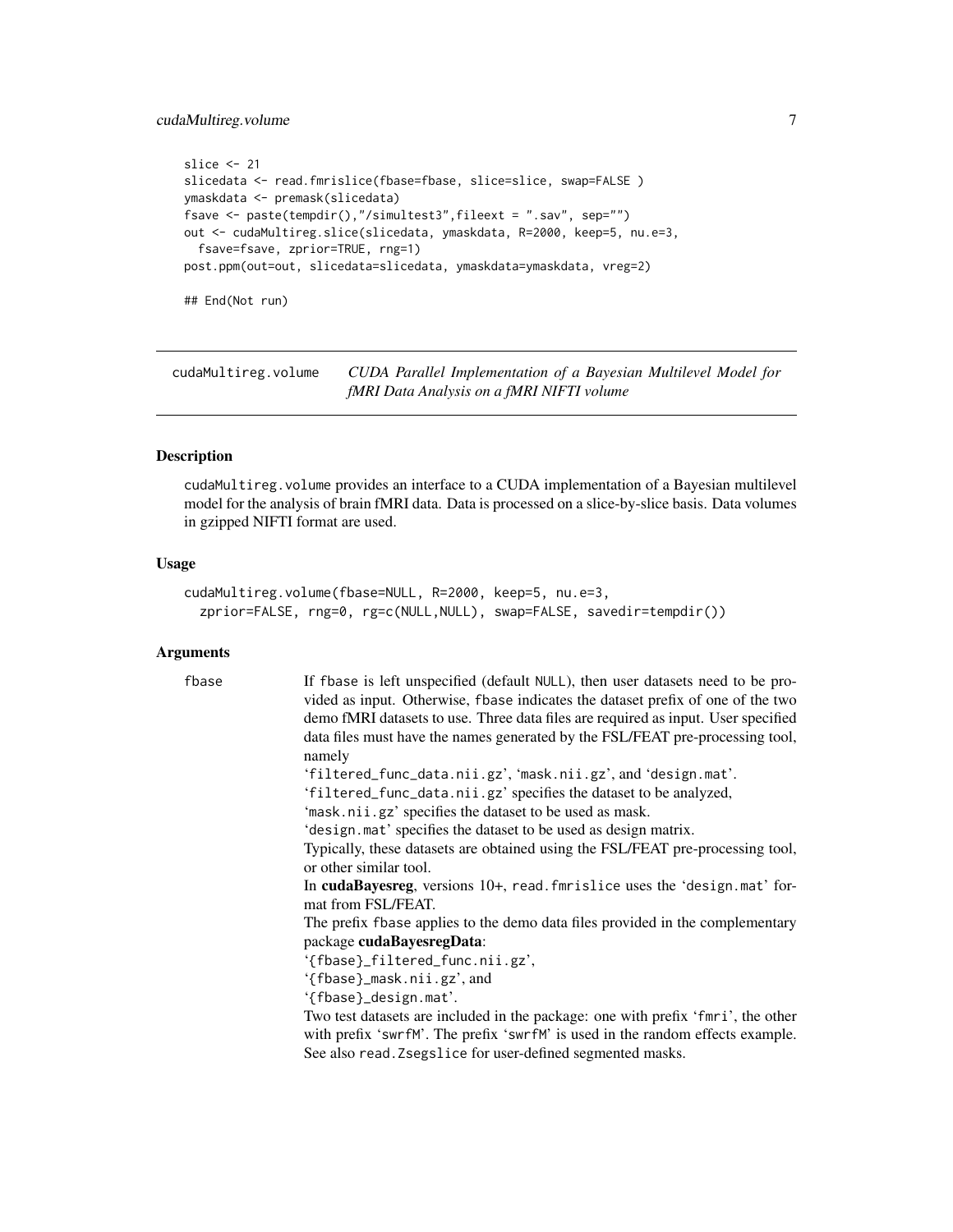```
slice <- 21
slicedata <- read.fmrislice(fbase=fbase, slice=slice, swap=FALSE )
ymaskdata <- premask(slicedata)
fsave <- paste(tempdir(),"/simultest3",fileext = ".sav", sep="")
out <- cudaMultireg.slice(slicedata, ymaskdata, R=2000, keep=5, nu.e=3,
  fsave=fsave, zprior=TRUE, rng=1)
post.ppm(out=out, slicedata=slicedata, ymaskdata=ymaskdata, vreg=2)

## End(Not run)
```

---

## cudaMultireg.volume — *CUDA Parallel Implementation of a Bayesian Multilevel Model for fMRI Data Analysis on a fMRI NIFTI volume*

---

### Description

cudaMultireg.volume provides an interface to a CUDA implementation of a Bayesian multilevel model for the analysis of brain fMRI data. Data is processed on a slice-by-slice basis. Data volumes in gzipped NIFTI format are used.

### Usage

```
cudaMultireg.volume(fbase=NULL, R=2000, keep=5, nu.e=3,
  zprior=FALSE, rng=0, rg=c(NULL,NULL), swap=FALSE, savedir=tempdir())
```

### Arguments

**fbase**
If fbase is left unspecified (default NULL), then user datasets need to be provided as input. Otherwise, fbase indicates the dataset prefix of one of the two demo fMRI datasets to use. Three data files are required as input. User specified data files must have the names generated by the FSL/FEAT pre-processing tool, namely
'filtered_func_data.nii.gz', 'mask.nii.gz', and 'design.mat'.
'filtered_func_data.nii.gz' specifies the dataset to be analyzed,
'mask.nii.gz' specifies the dataset to be used as mask.
'design.mat' specifies the dataset to be used as design matrix.
Typically, these datasets are obtained using the FSL/FEAT pre-processing tool, or other similar tool.
In **cudaBayesreg**, versions 10+, read.fmrislice uses the 'design.mat' format from FSL/FEAT.
The prefix fbase applies to the demo data files provided in the complementary package **cudaBayesregData**:
'{fbase}_filtered_func.nii.gz',
'{fbase}_mask.nii.gz', and
'{fbase}_design.mat'.
Two test datasets are included in the package: one with prefix 'fmri', the other with prefix 'swrfM'. The prefix 'swrfM' is used in the random effects example.
See also read.Zsegslice for user-defined segmented masks.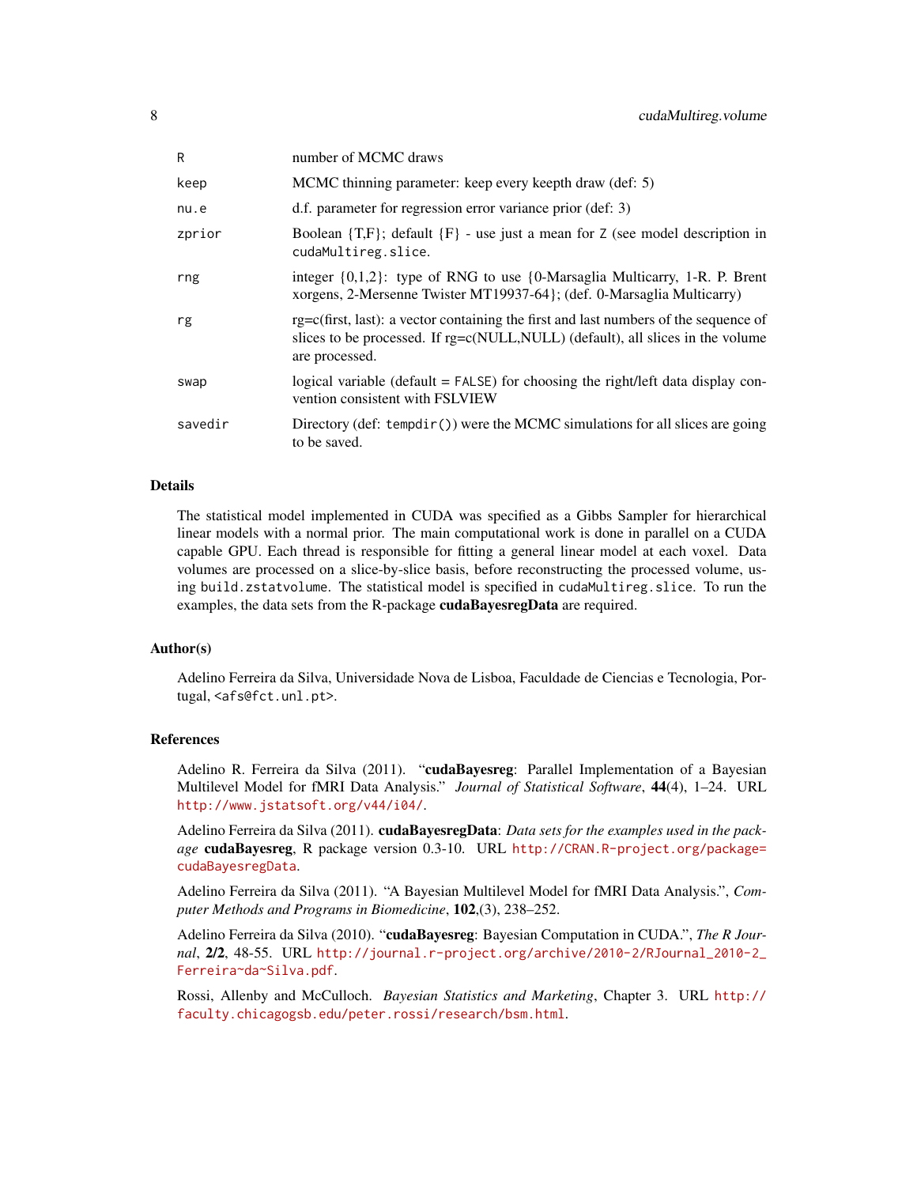| | |
|---|---|
| `R` | number of MCMC draws |
| `keep` | MCMC thinning parameter: keep every keepth draw (def: 5) |
| `nu.e` | d.f. parameter for regression error variance prior (def: 3) |
| `zprior` | Boolean {T,F}; default {F} - use just a mean for `Z` (see model description in `cudaMultireg.slice`. |
| `rng` | integer {0,1,2}: type of RNG to use {0-Marsaglia Multicarry, 1-R. P. Brent xorgens, 2-Mersenne Twister MT19937-64}; (def. 0-Marsaglia Multicarry) |
| `rg` | rg=c(first, last): a vector containing the first and last numbers of the sequence of slices to be processed. If rg=c(NULL,NULL) (default), all slices in the volume are processed. |
| `swap` | logical variable (default = `FALSE`) for choosing the right/left data display convention consistent with FSLVIEW |
| `savedir` | Directory (def: `tempdir()`) were the MCMC simulations for all slices are going to be saved. |

### Details

The statistical model implemented in CUDA was specified as a Gibbs Sampler for hierarchical linear models with a normal prior. The main computational work is done in parallel on a CUDA capable GPU. Each thread is responsible for fitting a general linear model at each voxel. Data volumes are processed on a slice-by-slice basis, before reconstructing the processed volume, using `build.zstatvolume`. The statistical model is specified in `cudaMultireg.slice`. To run the examples, the data sets from the R-package **cudaBayesregData** are required.

### Author(s)

Adelino Ferreira da Silva, Universidade Nova de Lisboa, Faculdade de Ciencias e Tecnologia, Portugal, <afs@fct.unl.pt>.

### References

Adelino R. Ferreira da Silva (2011). "**cudaBayesreg**: Parallel Implementation of a Bayesian Multilevel Model for fMRI Data Analysis." *Journal of Statistical Software*, **44**(4), 1–24. URL http://www.jstatsoft.org/v44/i04/.

Adelino Ferreira da Silva (2011). **cudaBayesregData**: *Data sets for the examples used in the package* **cudaBayesreg**, R package version 0.3-10. URL http://CRAN.R-project.org/package=cudaBayesregData.

Adelino Ferreira da Silva (2011). "A Bayesian Multilevel Model for fMRI Data Analysis.", *Computer Methods and Programs in Biomedicine*, **102**,(3), 238–252.

Adelino Ferreira da Silva (2010). "**cudaBayesreg**: Bayesian Computation in CUDA.", *The R Journal*, **2/2**, 48-55. URL http://journal.r-project.org/archive/2010-2/RJournal_2010-2_Ferreira~da~Silva.pdf.

Rossi, Allenby and McCulloch. *Bayesian Statistics and Marketing*, Chapter 3. URL http://faculty.chicagogsb.edu/peter.rossi/research/bsm.html.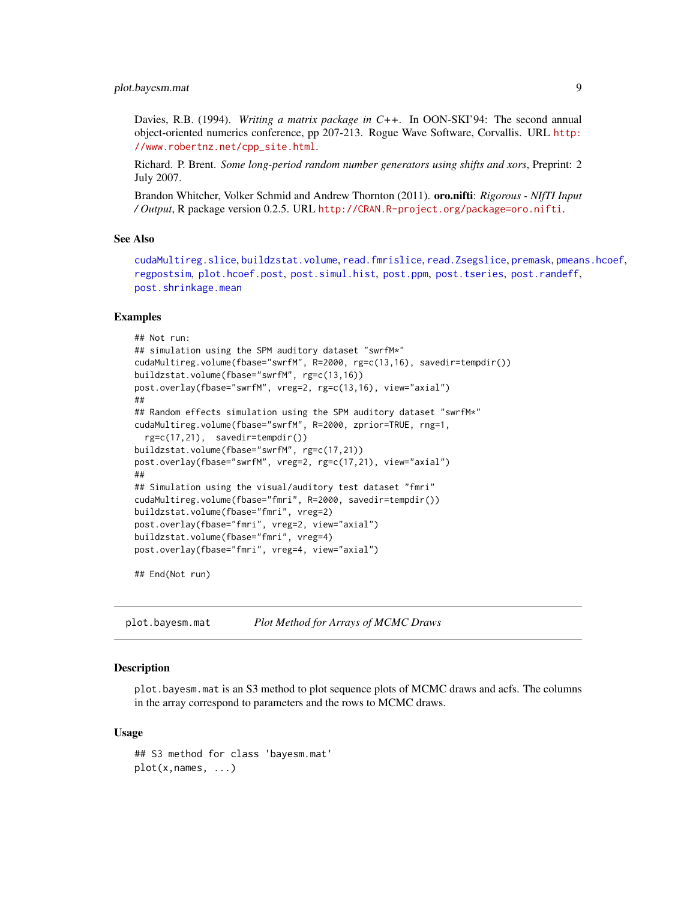Davies, R.B. (1994). *Writing a matrix package in C++*. In OON-SKI'94: The second annual object-oriented numerics conference, pp 207-213. Rogue Wave Software, Corvallis. URL http://www.robertnz.net/cpp_site.html.

Richard. P. Brent. *Some long-period random number generators using shifts and xors*, Preprint: 2 July 2007.

Brandon Whitcher, Volker Schmid and Andrew Thornton (2011). **oro.nifti**: *Rigorous - NIfTI Input / Output*, R package version 0.2.5. URL http://CRAN.R-project.org/package=oro.nifti.

### See Also

cudaMultireg.slice, buildzstat.volume, read.fmrislice, read.Zsegslice, premask, pmeans.hcoef, regpostsim, plot.hcoef.post, post.simul.hist, post.ppm, post.tseries, post.randeff, post.shrinkage.mean

### Examples

```
## Not run:
## simulation using the SPM auditory dataset "swrfM*"
cudaMultireg.volume(fbase="swrfM", R=2000, rg=c(13,16), savedir=tempdir())
buildzstat.volume(fbase="swrfM", rg=c(13,16))
post.overlay(fbase="swrfM", vreg=2, rg=c(13,16), view="axial")
##
## Random effects simulation using the SPM auditory dataset "swrfM*"
cudaMultireg.volume(fbase="swrfM", R=2000, zprior=TRUE, rng=1,
  rg=c(17,21),  savedir=tempdir())
buildzstat.volume(fbase="swrfM", rg=c(17,21))
post.overlay(fbase="swrfM", vreg=2, rg=c(17,21), view="axial")
##
## Simulation using the visual/auditory test dataset "fmri"
cudaMultireg.volume(fbase="fmri", R=2000, savedir=tempdir())
buildzstat.volume(fbase="fmri", vreg=2)
post.overlay(fbase="fmri", vreg=2, view="axial")
buildzstat.volume(fbase="fmri", vreg=4)
post.overlay(fbase="fmri", vreg=4, view="axial")

## End(Not run)
```

---

## plot.bayesm.mat — *Plot Method for Arrays of MCMC Draws*

### Description

plot.bayesm.mat is an S3 method to plot sequence plots of MCMC draws and acfs. The columns in the array correspond to parameters and the rows to MCMC draws.

### Usage

```
## S3 method for class 'bayesm.mat'
plot(x,names, ...)
```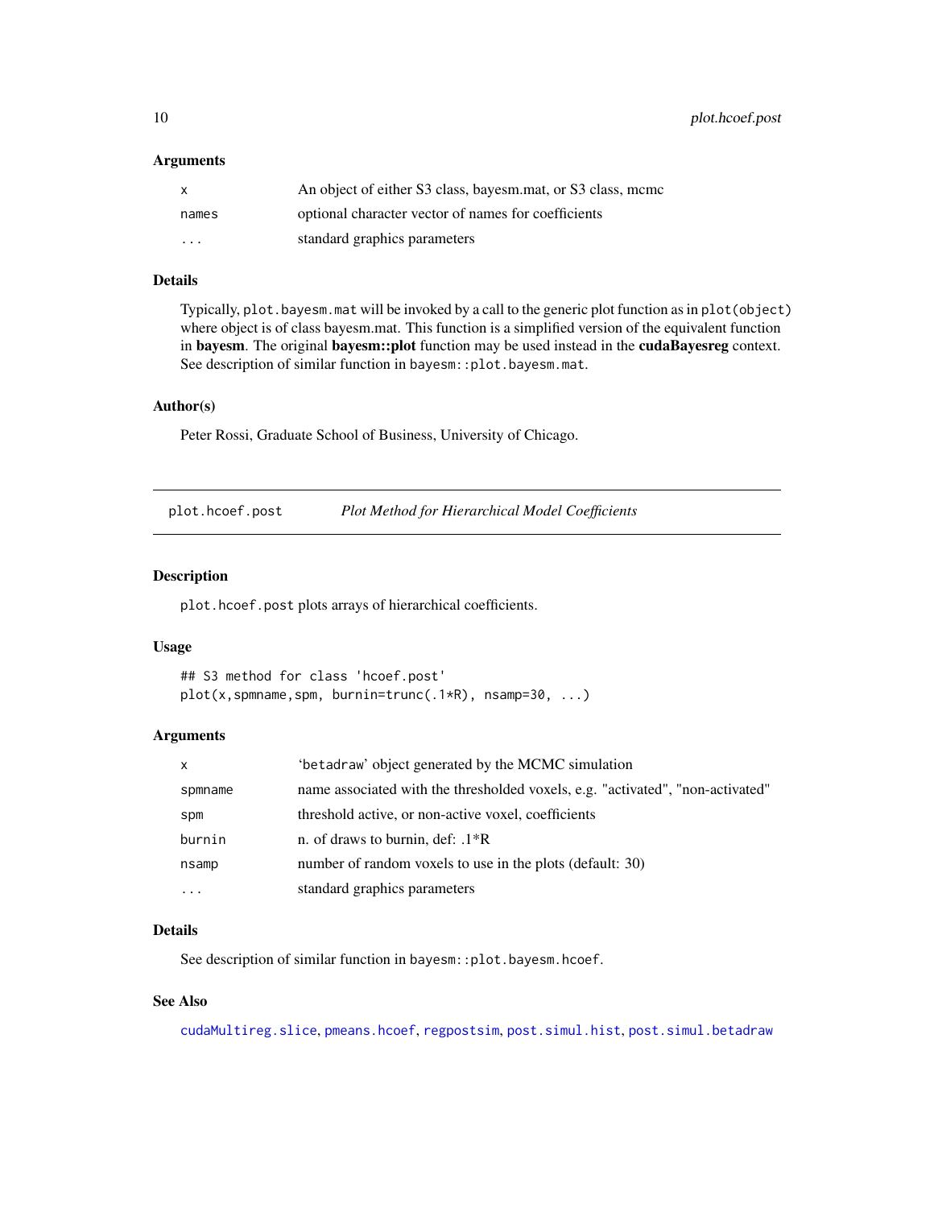### Arguments

| | |
|---|---|
| `x` | An object of either S3 class, bayesm.mat, or S3 class, mcmc |
| `names` | optional character vector of names for coefficients |
| `...` | standard graphics parameters |

### Details

Typically, `plot.bayesm.mat` will be invoked by a call to the generic plot function as in `plot(object)` where object is of class bayesm.mat. This function is a simplified version of the equivalent function in **bayesm**. The original **bayesm::plot** function may be used instead in the **cudaBayesreg** context. See description of similar function in `bayesm::plot.bayesm.mat`.

### Author(s)

Peter Rossi, Graduate School of Business, University of Chicago.

---

## plot.hcoef.post — *Plot Method for Hierarchical Model Coefficients*

---

### Description

`plot.hcoef.post` plots arrays of hierarchical coefficients.

### Usage

```
## S3 method for class 'hcoef.post'
plot(x,spmname,spm, burnin=trunc(.1*R), nsamp=30, ...)
```

### Arguments

| | |
|---|---|
| `x` | '`betadraw`' object generated by the MCMC simulation |
| `spmname` | name associated with the thresholded voxels, e.g. "activated", "non-activated" |
| `spm` | threshold active, or non-active voxel, coefficients |
| `burnin` | n. of draws to burnin, def: .1*R |
| `nsamp` | number of random voxels to use in the plots (default: 30) |
| `...` | standard graphics parameters |

### Details

See description of similar function in `bayesm::plot.bayesm.hcoef`.

### See Also

`cudaMultireg.slice`, `pmeans.hcoef`, `regpostsim`, `post.simul.hist`, `post.simul.betadraw`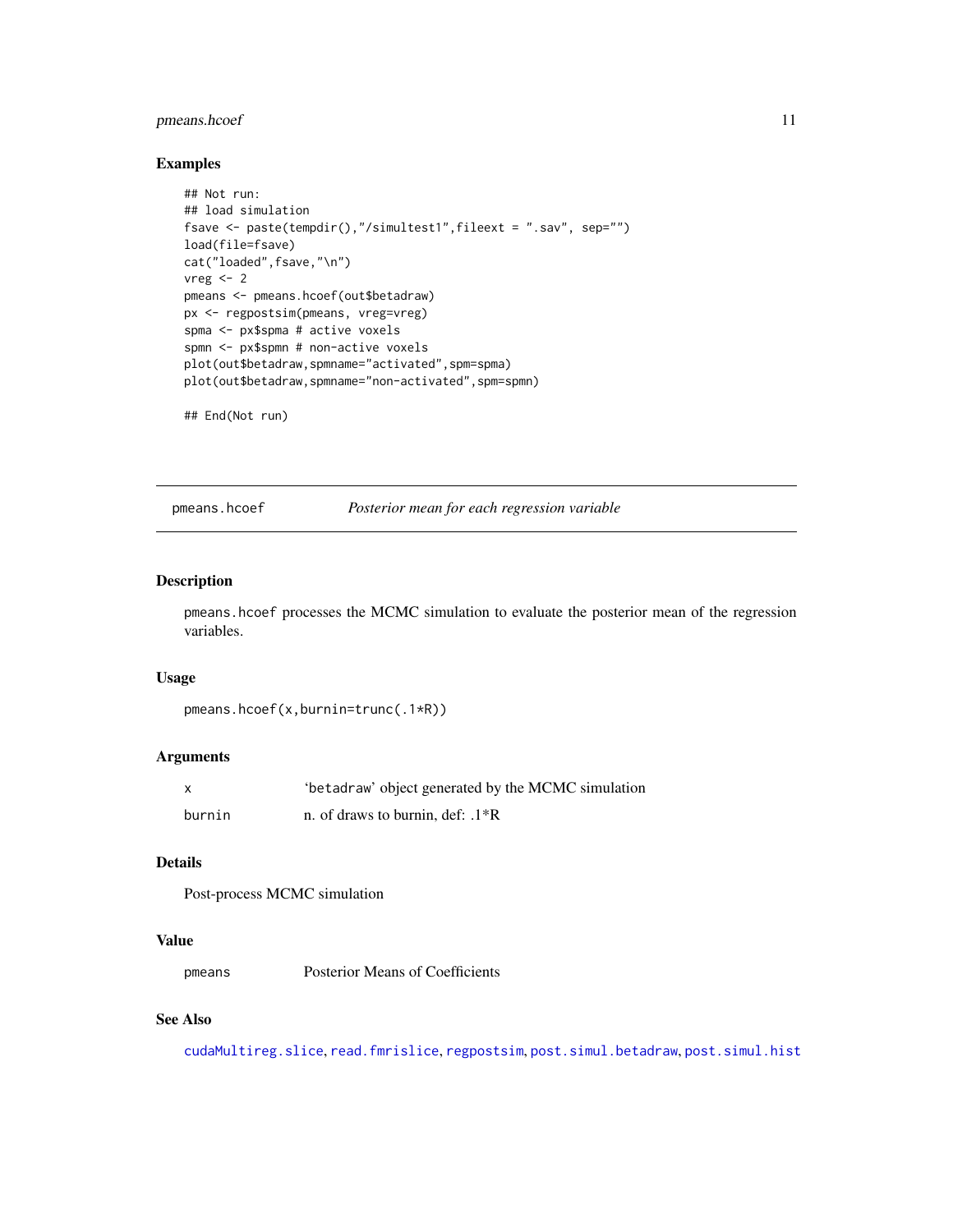## Examples

```
## Not run:
## load simulation
fsave <- paste(tempdir(),"/simultest1",fileext = ".sav", sep="")
load(file=fsave)
cat("loaded",fsave,"\n")
vreg <- 2
pmeans <- pmeans.hcoef(out$betadraw)
px <- regpostsim(pmeans, vreg=vreg)
spma <- px$spma # active voxels
spmn <- px$spmn # non-active voxels
plot(out$betadraw,spmname="activated",spm=spma)
plot(out$betadraw,spmname="non-activated",spm=spmn)

## End(Not run)
```

---

# pmeans.hcoef — *Posterior mean for each regression variable*

---

## Description

pmeans.hcoef processes the MCMC simulation to evaluate the posterior mean of the regression variables.

## Usage

```
pmeans.hcoef(x,burnin=trunc(.1*R))
```

## Arguments

| | |
|---|---|
| x | 'betadraw' object generated by the MCMC simulation |
| burnin | n. of draws to burnin, def: .1*R |

## Details

Post-process MCMC simulation

## Value

| | |
|---|---|
| pmeans | Posterior Means of Coefficients |

## See Also

cudaMultireg.slice, read.fmrislice, regpostsim, post.simul.betadraw, post.simul.hist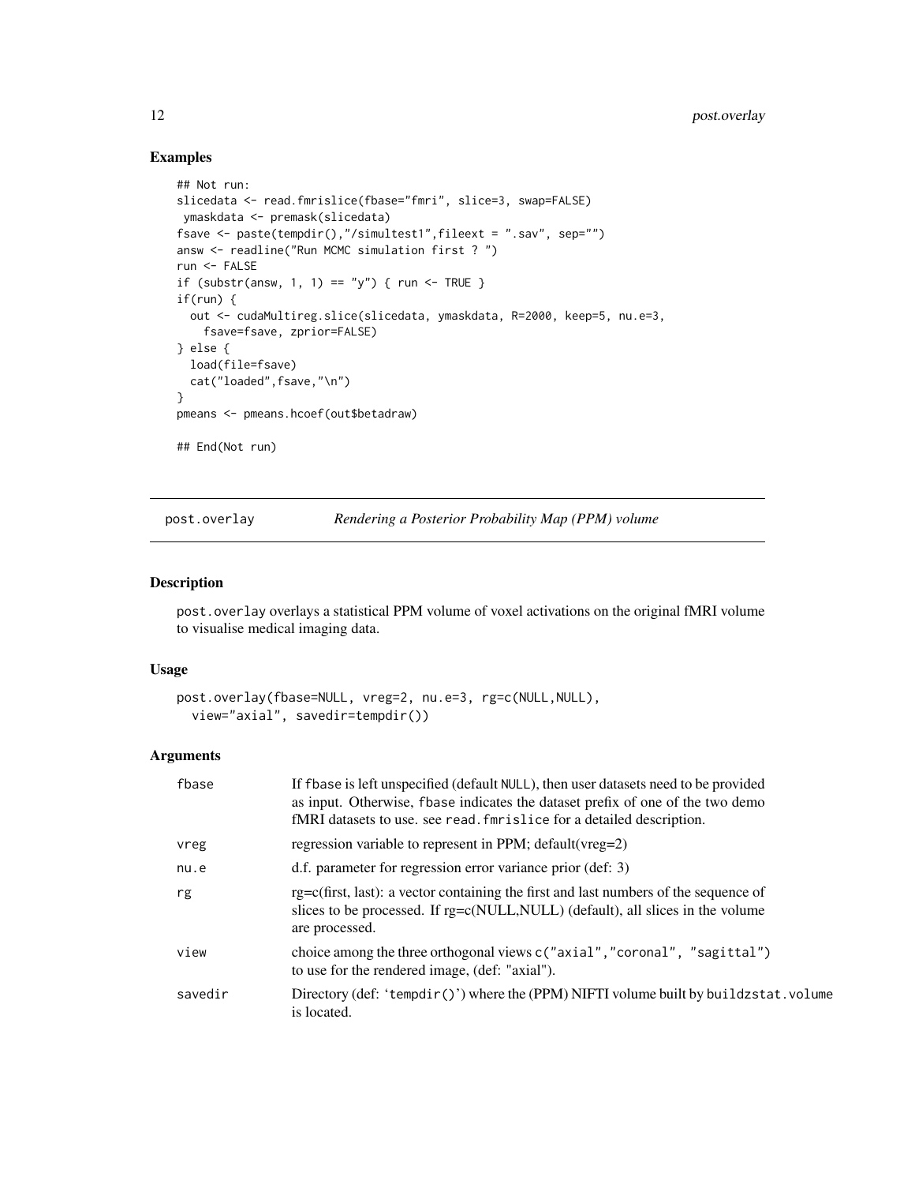## Examples

```
## Not run:
slicedata <- read.fmrislice(fbase="fmri", slice=3, swap=FALSE)
 ymaskdata <- premask(slicedata)
fsave <- paste(tempdir(),"/simultest1",fileext = ".sav", sep="")
answ <- readline("Run MCMC simulation first ? ")
run <- FALSE
if (substr(answ, 1, 1) == "y") { run <- TRUE }
if(run) {
  out <- cudaMultireg.slice(slicedata, ymaskdata, R=2000, keep=5, nu.e=3,
    fsave=fsave, zprior=FALSE)
} else {
  load(file=fsave)
  cat("loaded",fsave,"\n")
}
pmeans <- pmeans.hcoef(out$betadraw)

## End(Not run)
```

---

# post.overlay *Rendering a Posterior Probability Map (PPM) volume*

---

## Description

post.overlay overlays a statistical PPM volume of voxel activations on the original fMRI volume to visualise medical imaging data.

## Usage

```
post.overlay(fbase=NULL, vreg=2, nu.e=3, rg=c(NULL,NULL),
  view="axial", savedir=tempdir())
```

## Arguments

| | |
|---|---|
| fbase | If fbase is left unspecified (default NULL), then user datasets need to be provided as input. Otherwise, fbase indicates the dataset prefix of one of the two demo fMRI datasets to use. see read.fmrislice for a detailed description. |
| vreg | regression variable to represent in PPM; default(vreg=2) |
| nu.e | d.f. parameter for regression error variance prior (def: 3) |
| rg | rg=c(first, last): a vector containing the first and last numbers of the sequence of slices to be processed. If rg=c(NULL,NULL) (default), all slices in the volume are processed. |
| view | choice among the three orthogonal views c("axial","coronal", "sagittal") to use for the rendered image, (def: "axial"). |
| savedir | Directory (def: 'tempdir()') where the (PPM) NIFTI volume built by buildzstat.volume is located. |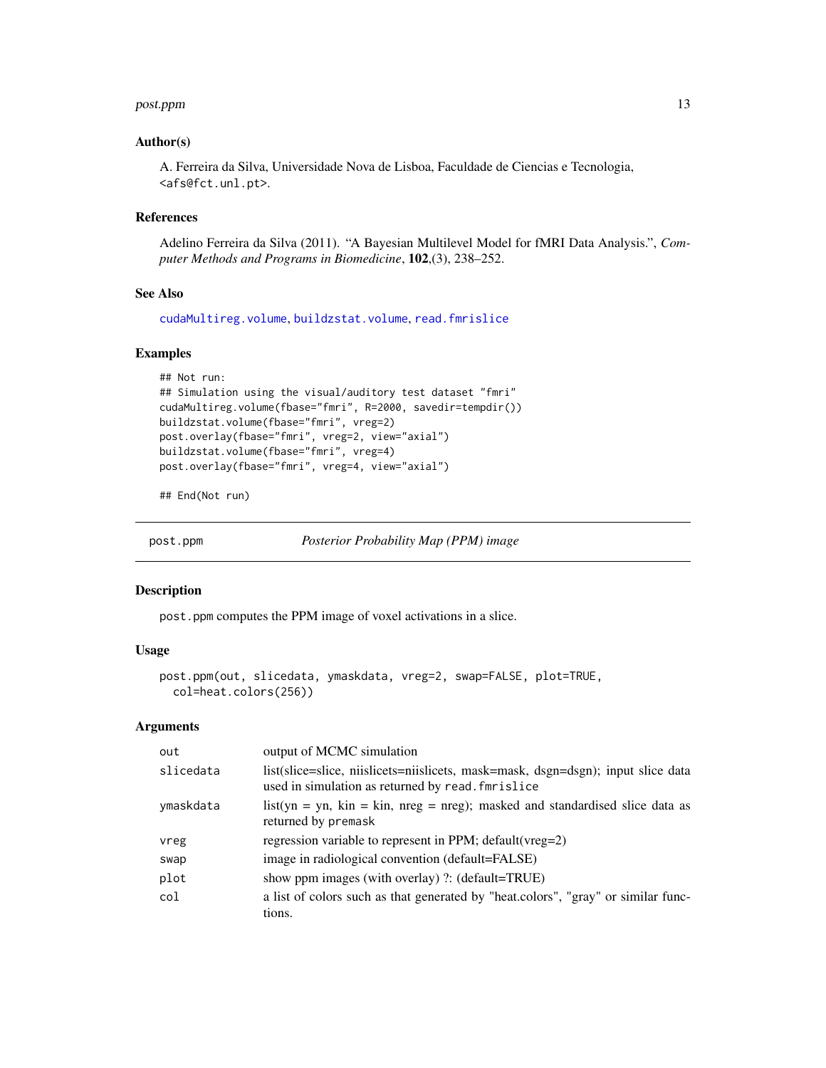### Author(s)

A. Ferreira da Silva, Universidade Nova de Lisboa, Faculdade de Ciencias e Tecnologia, <afs@fct.unl.pt>.

### References

Adelino Ferreira da Silva (2011). "A Bayesian Multilevel Model for fMRI Data Analysis.", *Computer Methods and Programs in Biomedicine*, **102**,(3), 238–252.

### See Also

cudaMultireg.volume, buildzstat.volume, read.fmrislice

### Examples

```
## Not run:
## Simulation using the visual/auditory test dataset "fmri"
cudaMultireg.volume(fbase="fmri", R=2000, savedir=tempdir())
buildzstat.volume(fbase="fmri", vreg=2)
post.overlay(fbase="fmri", vreg=2, view="axial")
buildzstat.volume(fbase="fmri", vreg=4)
post.overlay(fbase="fmri", vreg=4, view="axial")

## End(Not run)
```

---

## post.ppm — *Posterior Probability Map (PPM) image*

### Description

post.ppm computes the PPM image of voxel activations in a slice.

### Usage

```
post.ppm(out, slicedata, ymaskdata, vreg=2, swap=FALSE, plot=TRUE,
  col=heat.colors(256))
```

### Arguments

| Argument | Description |
|---|---|
| out | output of MCMC simulation |
| slicedata | list(slice=slice, niislicets=niislicets, mask=mask, dsgn=dsgn); input slice data used in simulation as returned by read.fmrislice |
| ymaskdata | list(yn = yn, kin = kin, nreg = nreg); masked and standardised slice data as returned by premask |
| vreg | regression variable to represent in PPM; default(vreg=2) |
| swap | image in radiological convention (default=FALSE) |
| plot | show ppm images (with overlay) ?: (default=TRUE) |
| col | a list of colors such as that generated by "heat.colors", "gray" or similar functions. |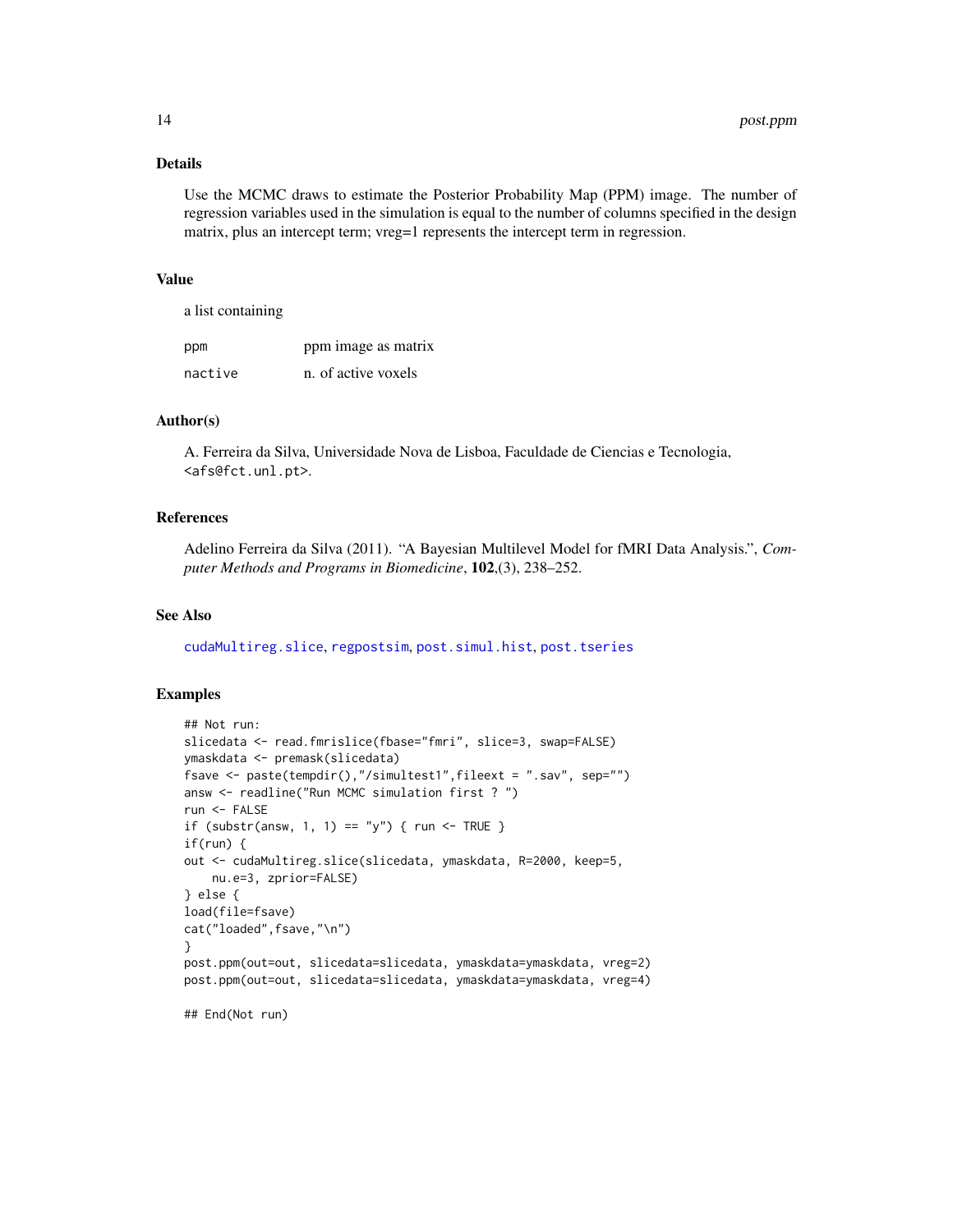## Details

Use the MCMC draws to estimate the Posterior Probability Map (PPM) image. The number of regression variables used in the simulation is equal to the number of columns specified in the design matrix, plus an intercept term; vreg=1 represents the intercept term in regression.

## Value

a list containing

| | |
|---|---|
| `ppm` | ppm image as matrix |
| `nactive` | n. of active voxels |

## Author(s)

A. Ferreira da Silva, Universidade Nova de Lisboa, Faculdade de Ciencias e Tecnologia, <afs@fct.unl.pt>.

## References

Adelino Ferreira da Silva (2011). "A Bayesian Multilevel Model for fMRI Data Analysis.", *Computer Methods and Programs in Biomedicine*, **102**,(3), 238–252.

## See Also

`cudaMultireg.slice`, `regpostsim`, `post.simul.hist`, `post.tseries`

## Examples

```
## Not run:
slicedata <- read.fmrislice(fbase="fmri", slice=3, swap=FALSE)
ymaskdata <- premask(slicedata)
fsave <- paste(tempdir(),"/simultest1",fileext = ".sav", sep="")
answ <- readline("Run MCMC simulation first ? ")
run <- FALSE
if (substr(answ, 1, 1) == "y") { run <- TRUE }
if(run) {
out <- cudaMultireg.slice(slicedata, ymaskdata, R=2000, keep=5,
    nu.e=3, zprior=FALSE)
} else {
load(file=fsave)
cat("loaded",fsave,"\n")
}
post.ppm(out=out, slicedata=slicedata, ymaskdata=ymaskdata, vreg=2)
post.ppm(out=out, slicedata=slicedata, ymaskdata=ymaskdata, vreg=4)

## End(Not run)
```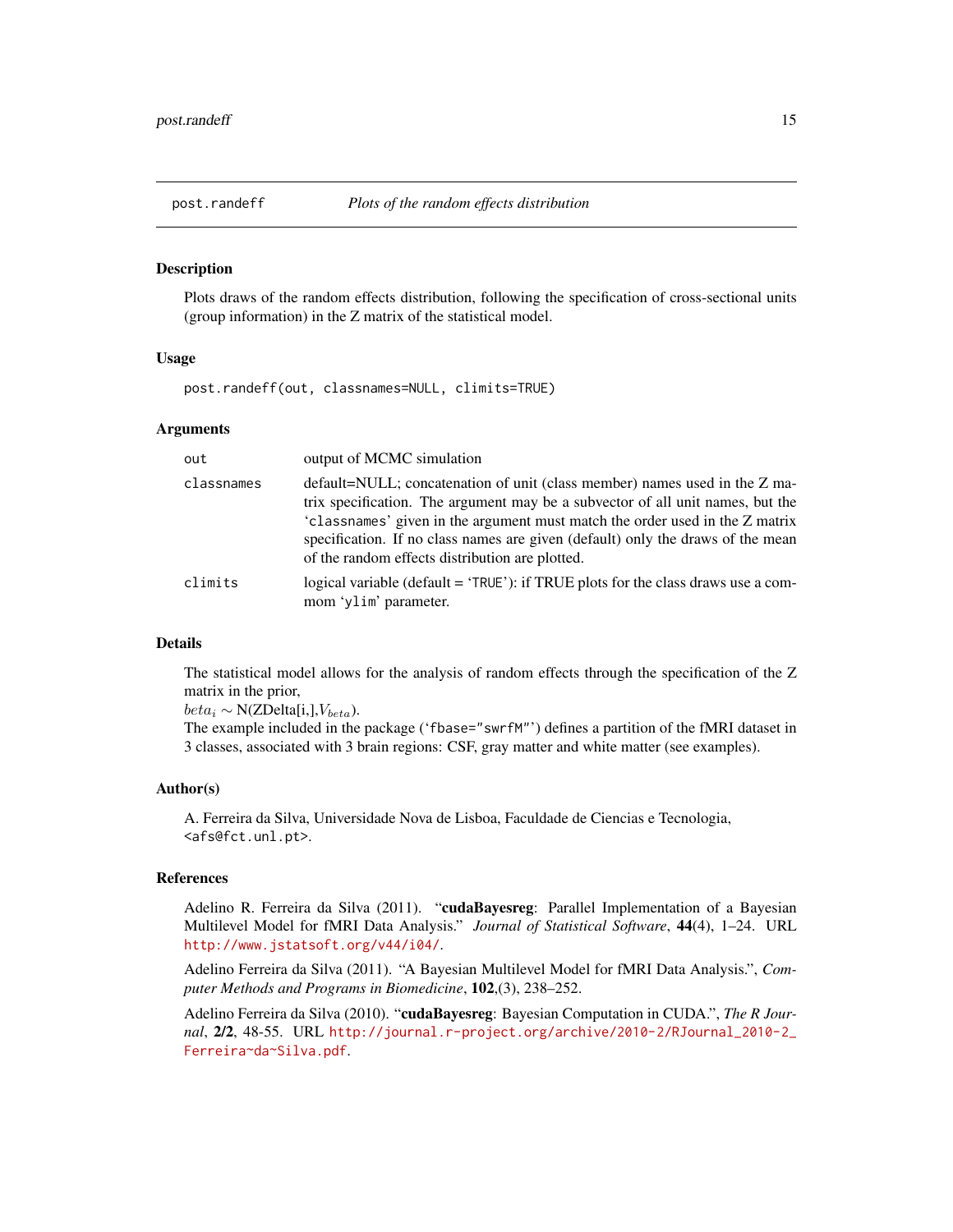# post.randeff — *Plots of the random effects distribution*

## Description

Plots draws of the random effects distribution, following the specification of cross-sectional units (group information) in the Z matrix of the statistical model.

## Usage

```
post.randeff(out, classnames=NULL, climits=TRUE)
```

## Arguments

| | |
|---|---|
| `out` | output of MCMC simulation |
| `classnames` | default=NULL; concatenation of unit (class member) names used in the Z matrix specification. The argument may be a subvector of all unit names, but the 'classnames' given in the argument must match the order used in the Z matrix specification. If no class names are given (default) only the draws of the mean of the random effects distribution are plotted. |
| `climits` | logical variable (default = 'TRUE'): if TRUE plots for the class draws use a commom 'ylim' parameter. |

## Details

The statistical model allows for the analysis of random effects through the specification of the Z matrix in the prior,
$beta_i \sim$ N(ZDelta[i,],$V_{beta}$).
The example included in the package ('fbase="swrfM"') defines a partition of the fMRI dataset in 3 classes, associated with 3 brain regions: CSF, gray matter and white matter (see examples).

## Author(s)

A. Ferreira da Silva, Universidade Nova de Lisboa, Faculdade de Ciencias e Tecnologia, <afs@fct.unl.pt>.

## References

Adelino R. Ferreira da Silva (2011). "**cudaBayesreg**: Parallel Implementation of a Bayesian Multilevel Model for fMRI Data Analysis." *Journal of Statistical Software*, **44**(4), 1–24. URL http://www.jstatsoft.org/v44/i04/.

Adelino Ferreira da Silva (2011). "A Bayesian Multilevel Model for fMRI Data Analysis.", *Computer Methods and Programs in Biomedicine*, **102**,(3), 238–252.

Adelino Ferreira da Silva (2010). "**cudaBayesreg**: Bayesian Computation in CUDA.", *The R Journal*, **2/2**, 48-55. URL http://journal.r-project.org/archive/2010-2/RJournal_2010-2_Ferreira~da~Silva.pdf.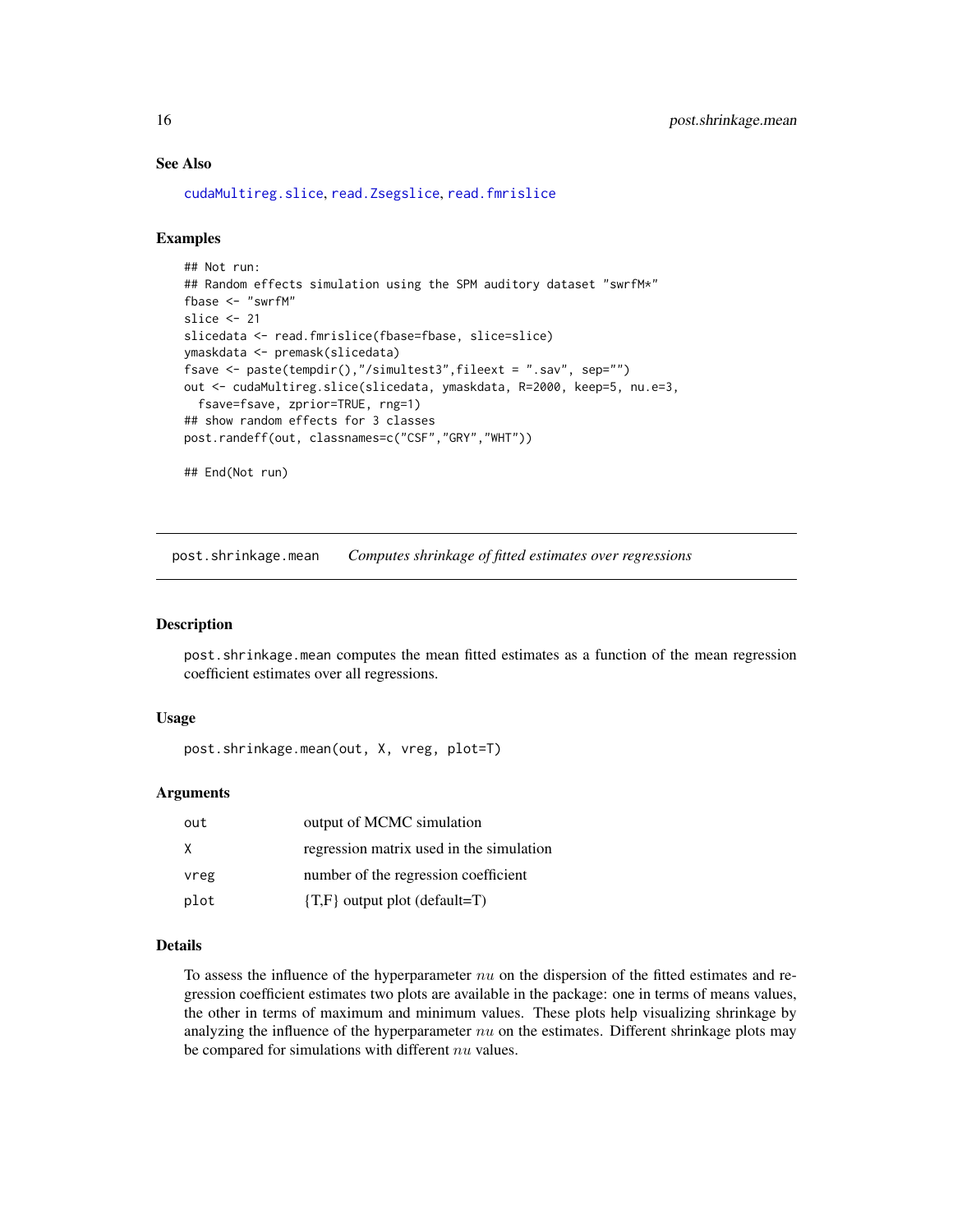## See Also

cudaMultireg.slice, read.Zsegslice, read.fmrislice

## Examples

```
## Not run:
## Random effects simulation using the SPM auditory dataset "swrfM*"
fbase <- "swrfM"
slice <- 21
slicedata <- read.fmrislice(fbase=fbase, slice=slice)
ymaskdata <- premask(slicedata)
fsave <- paste(tempdir(),"/simultest3",fileext = ".sav", sep="")
out <- cudaMultireg.slice(slicedata, ymaskdata, R=2000, keep=5, nu.e=3,
  fsave=fsave, zprior=TRUE, rng=1)
## show random effects for 3 classes
post.randeff(out, classnames=c("CSF","GRY","WHT"))

## End(Not run)
```

---

# post.shrinkage.mean *Computes shrinkage of fitted estimates over regressions*

## Description

post.shrinkage.mean computes the mean fitted estimates as a function of the mean regression coefficient estimates over all regressions.

## Usage

```
post.shrinkage.mean(out, X, vreg, plot=T)
```

## Arguments

| | |
|---|---|
| out | output of MCMC simulation |
| X | regression matrix used in the simulation |
| vreg | number of the regression coefficient |
| plot | {T,F} output plot (default=T) |

## Details

To assess the influence of the hyperparameter $nu$ on the dispersion of the fitted estimates and regression coefficient estimates two plots are available in the package: one in terms of means values, the other in terms of maximum and minimum values. These plots help visualizing shrinkage by analyzing the influence of the hyperparameter $nu$ on the estimates. Different shrinkage plots may be compared for simulations with different $nu$ values.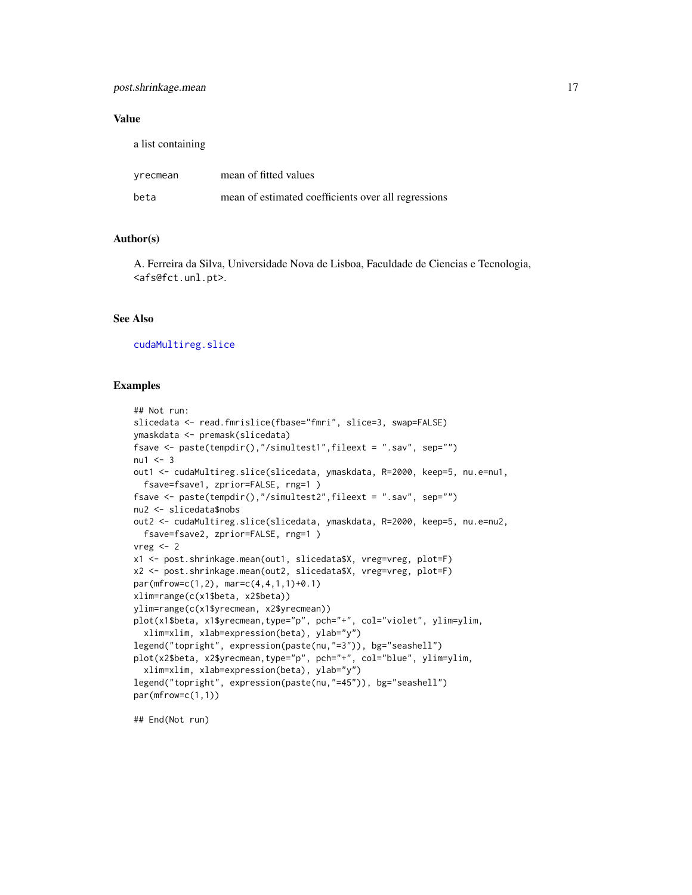## Value

a list containing

| | |
|---|---|
| yrecmean | mean of fitted values |
| beta | mean of estimated coefficients over all regressions |

## Author(s)

A. Ferreira da Silva, Universidade Nova de Lisboa, Faculdade de Ciencias e Tecnologia, <afs@fct.unl.pt>.

## See Also

cudaMultireg.slice

## Examples

```
## Not run:
slicedata <- read.fmrislice(fbase="fmri", slice=3, swap=FALSE)
ymaskdata <- premask(slicedata)
fsave <- paste(tempdir(),"/simultest1",fileext = ".sav", sep="")
nu1 <- 3
out1 <- cudaMultireg.slice(slicedata, ymaskdata, R=2000, keep=5, nu.e=nu1,
  fsave=fsave1, zprior=FALSE, rng=1 )
fsave <- paste(tempdir(),"/simultest2",fileext = ".sav", sep="")
nu2 <- slicedata$nobs
out2 <- cudaMultireg.slice(slicedata, ymaskdata, R=2000, keep=5, nu.e=nu2,
  fsave=fsave2, zprior=FALSE, rng=1 )
vreg <- 2
x1 <- post.shrinkage.mean(out1, slicedata$X, vreg=vreg, plot=F)
x2 <- post.shrinkage.mean(out2, slicedata$X, vreg=vreg, plot=F)
par(mfrow=c(1,2), mar=c(4,4,1,1)+0.1)
xlim=range(c(x1$beta, x2$beta))
ylim=range(c(x1$yrecmean, x2$yrecmean))
plot(x1$beta, x1$yrecmean,type="p", pch="+", col="violet", ylim=ylim,
  xlim=xlim, xlab=expression(beta), ylab="y")
legend("topright", expression(paste(nu,"=3")), bg="seashell")
plot(x2$beta, x2$yrecmean,type="p", pch="+", col="blue", ylim=ylim,
  xlim=xlim, xlab=expression(beta), ylab="y")
legend("topright", expression(paste(nu,"=45")), bg="seashell")
par(mfrow=c(1,1))

## End(Not run)
```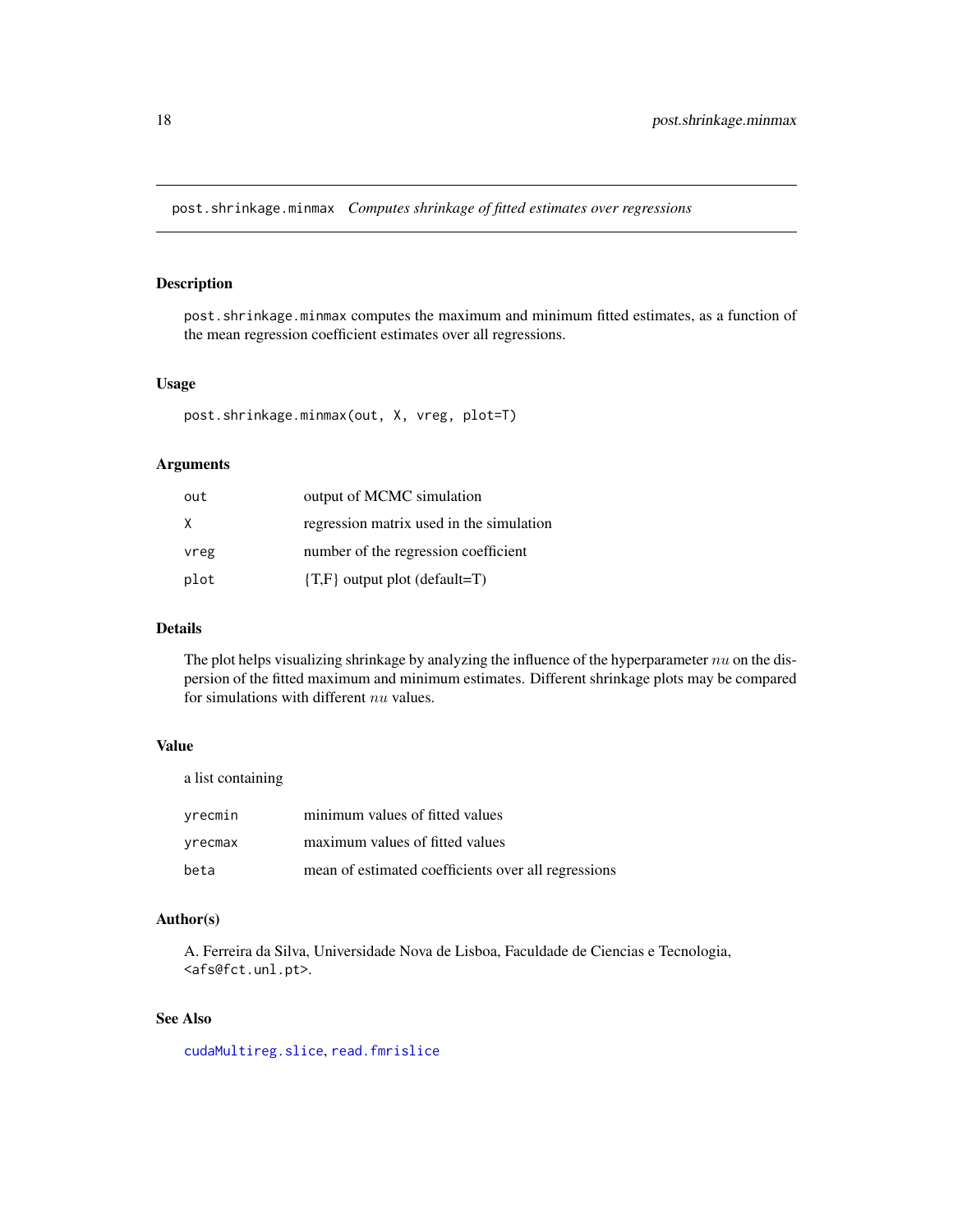# post.shrinkage.minmax — *Computes shrinkage of fitted estimates over regressions*

## Description

post.shrinkage.minmax computes the maximum and minimum fitted estimates, as a function of the mean regression coefficient estimates over all regressions.

## Usage

```
post.shrinkage.minmax(out, X, vreg, plot=T)
```

## Arguments

| | |
|---|---|
| out | output of MCMC simulation |
| X | regression matrix used in the simulation |
| vreg | number of the regression coefficient |
| plot | {T,F} output plot (default=T) |

## Details

The plot helps visualizing shrinkage by analyzing the influence of the hyperparameter $nu$ on the dispersion of the fitted maximum and minimum estimates. Different shrinkage plots may be compared for simulations with different $nu$ values.

## Value

a list containing

| | |
|---|---|
| yrecmin | minimum values of fitted values |
| yrecmax | maximum values of fitted values |
| beta | mean of estimated coefficients over all regressions |

## Author(s)

A. Ferreira da Silva, Universidade Nova de Lisboa, Faculdade de Ciencias e Tecnologia, <afs@fct.unl.pt>.

## See Also

cudaMultireg.slice, read.fmrislice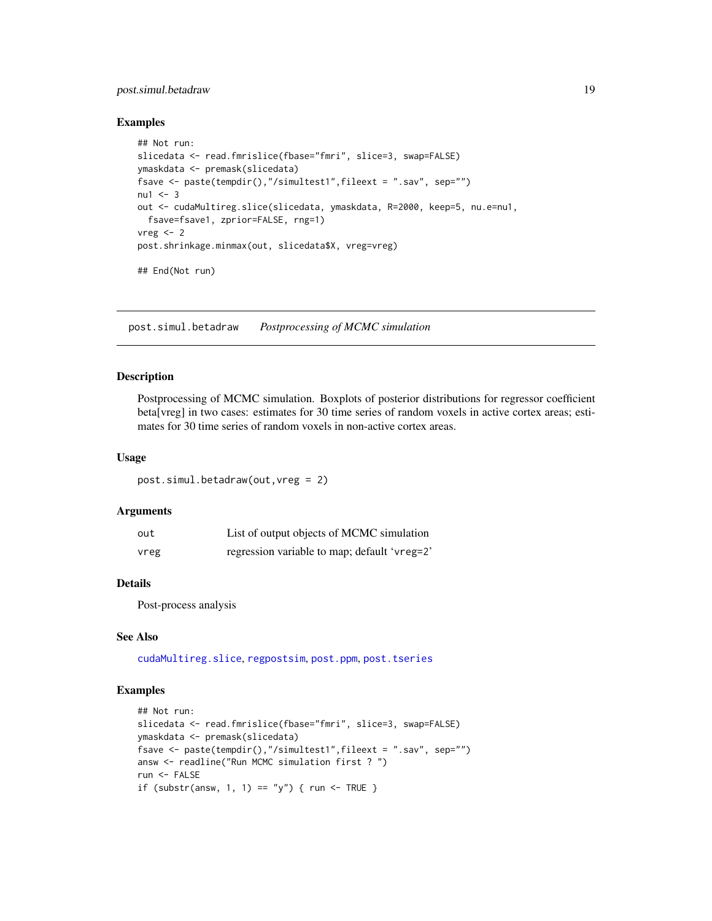### Examples

```
## Not run:
slicedata <- read.fmrislice(fbase="fmri", slice=3, swap=FALSE)
ymaskdata <- premask(slicedata)
fsave <- paste(tempdir(),"/simultest1",fileext = ".sav", sep="")
nu1 <- 3
out <- cudaMultireg.slice(slicedata, ymaskdata, R=2000, keep=5, nu.e=nu1,
  fsave=fsave1, zprior=FALSE, rng=1)
vreg <- 2
post.shrinkage.minmax(out, slicedata$X, vreg=vreg)

## End(Not run)
```

---

## post.simul.betadraw    *Postprocessing of MCMC simulation*

### Description

Postprocessing of MCMC simulation. Boxplots of posterior distributions for regressor coefficient beta[vreg] in two cases: estimates for 30 time series of random voxels in active cortex areas; estimates for 30 time series of random voxels in non-active cortex areas.

### Usage

```
post.simul.betadraw(out,vreg = 2)
```

### Arguments

| | |
|---|---|
| out | List of output objects of MCMC simulation |
| vreg | regression variable to map; default 'vreg=2' |

### Details

Post-process analysis

### See Also

cudaMultireg.slice, regpostsim, post.ppm, post.tseries

### Examples

```
## Not run:
slicedata <- read.fmrislice(fbase="fmri", slice=3, swap=FALSE)
ymaskdata <- premask(slicedata)
fsave <- paste(tempdir(),"/simultest1",fileext = ".sav", sep="")
answ <- readline("Run MCMC simulation first ? ")
run <- FALSE
if (substr(answ, 1, 1) == "y") { run <- TRUE }
```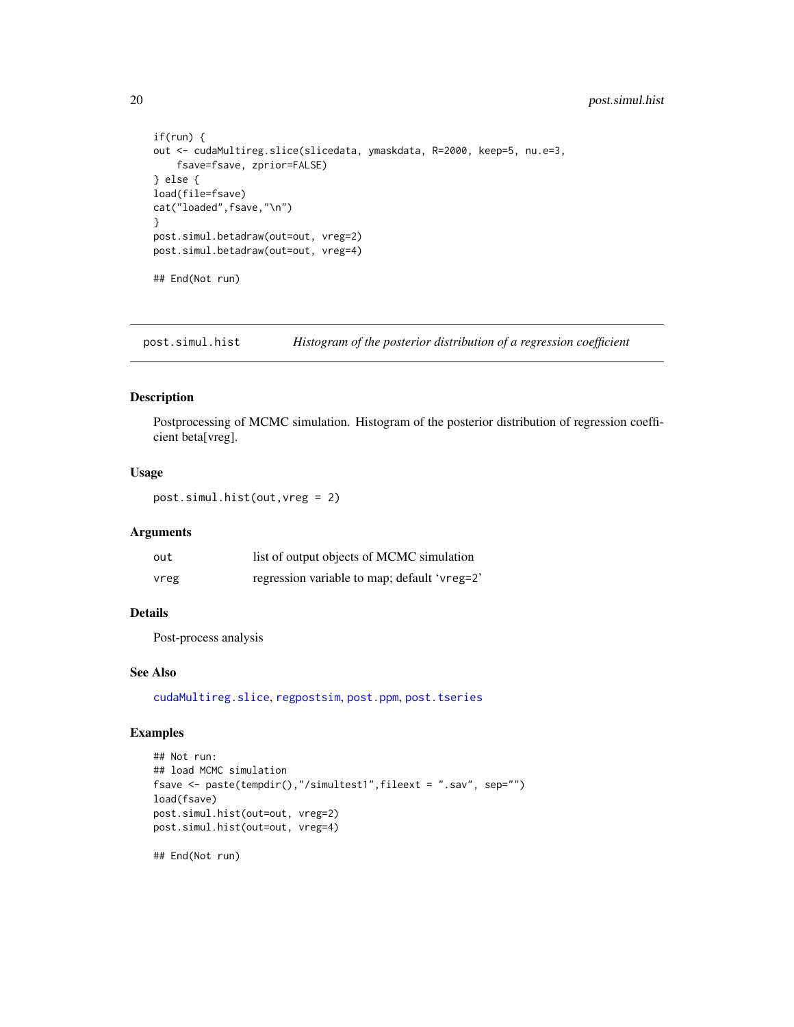```
if(run) {
out <- cudaMultireg.slice(slicedata, ymaskdata, R=2000, keep=5, nu.e=3,
    fsave=fsave, zprior=FALSE)
} else {
load(file=fsave)
cat("loaded",fsave,"\n")
}
post.simul.betadraw(out=out, vreg=2)
post.simul.betadraw(out=out, vreg=4)

## End(Not run)
```

## post.simul.hist — *Histogram of the posterior distribution of a regression coefficient*

### Description

Postprocessing of MCMC simulation. Histogram of the posterior distribution of regression coefficient beta[vreg].

### Usage

```
post.simul.hist(out,vreg = 2)
```

### Arguments

| | |
|---|---|
| `out` | list of output objects of MCMC simulation |
| `vreg` | regression variable to map; default '`vreg=2`' |

### Details

Post-process analysis

### See Also

`cudaMultireg.slice`, `regpostsim`, `post.ppm`, `post.tseries`

### Examples

```
## Not run:
## load MCMC simulation
fsave <- paste(tempdir(),"/simultest1",fileext = ".sav", sep="")
load(fsave)
post.simul.hist(out=out, vreg=2)
post.simul.hist(out=out, vreg=4)

## End(Not run)
```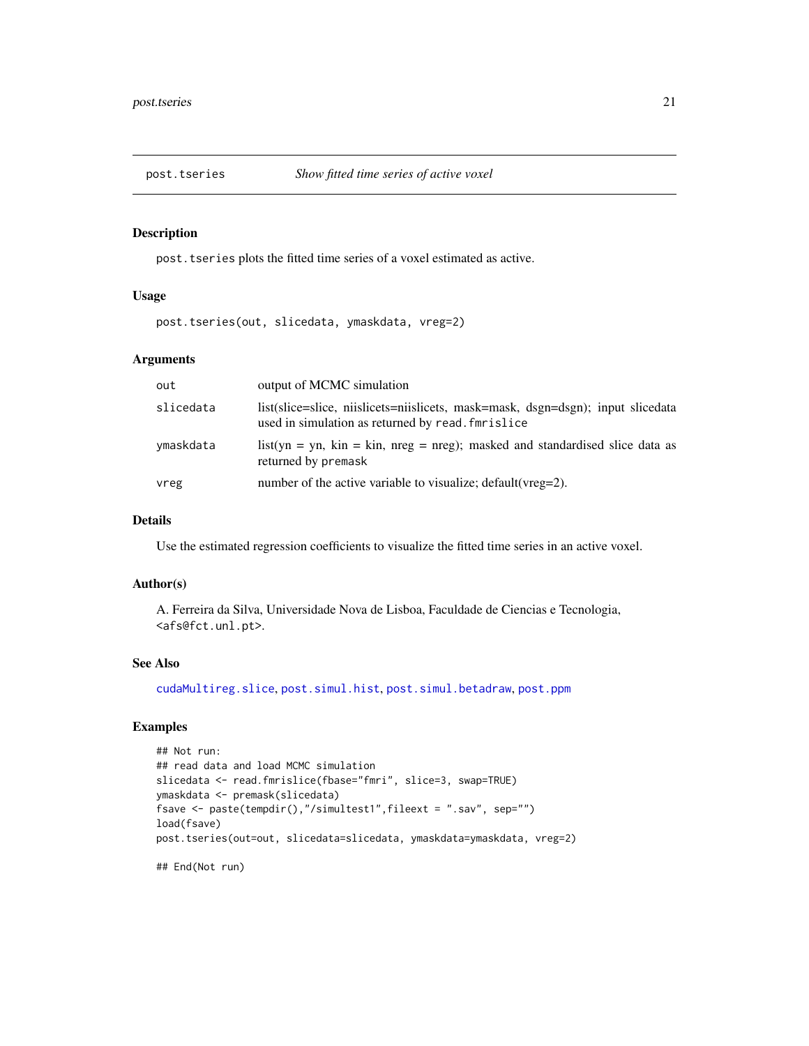# post.tseries — *Show fitted time series of active voxel*

## Description

`post.tseries` plots the fitted time series of a voxel estimated as active.

## Usage

```
post.tseries(out, slicedata, ymaskdata, vreg=2)
```

## Arguments

| | |
|---|---|
| `out` | output of MCMC simulation |
| `slicedata` | list(slice=slice, niislicets=niislicets, mask=mask, dsgn=dsgn); input slicedata used in simulation as returned by `read.fmrislice` |
| `ymaskdata` | list(yn = yn, kin = kin, nreg = nreg); masked and standardised slice data as returned by `premask` |
| `vreg` | number of the active variable to visualize; default(vreg=2). |

## Details

Use the estimated regression coefficients to visualize the fitted time series in an active voxel.

## Author(s)

A. Ferreira da Silva, Universidade Nova de Lisboa, Faculdade de Ciencias e Tecnologia, <afs@fct.unl.pt>.

## See Also

`cudaMultireg.slice`, `post.simul.hist`, `post.simul.betadraw`, `post.ppm`

## Examples

```
## Not run:
## read data and load MCMC simulation
slicedata <- read.fmrislice(fbase="fmri", slice=3, swap=TRUE)
ymaskdata <- premask(slicedata)
fsave <- paste(tempdir(),"/simultest1",fileext = ".sav", sep="")
load(fsave)
post.tseries(out=out, slicedata=slicedata, ymaskdata=ymaskdata, vreg=2)

## End(Not run)
```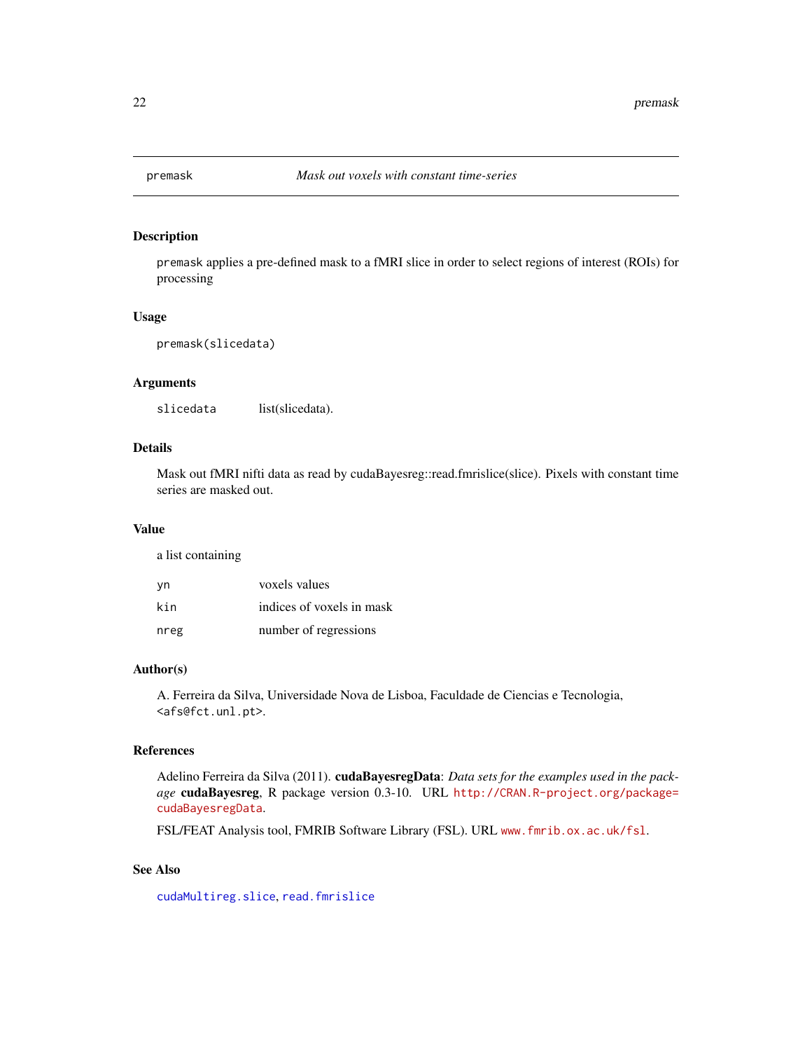## premask — *Mask out voxels with constant time-series*

### Description

`premask` applies a pre-defined mask to a fMRI slice in order to select regions of interest (ROIs) for processing

### Usage

```
premask(slicedata)
```

### Arguments

| | |
|---|---|
| `slicedata` | list(slicedata). |

### Details

Mask out fMRI nifti data as read by cudaBayesreg::read.fmrislice(slice). Pixels with constant time series are masked out.

### Value

a list containing

| | |
|---|---|
| `yn` | voxels values |
| `kin` | indices of voxels in mask |
| `nreg` | number of regressions |

### Author(s)

A. Ferreira da Silva, Universidade Nova de Lisboa, Faculdade de Ciencias e Tecnologia, `<afs@fct.unl.pt>`.

### References

Adelino Ferreira da Silva (2011). **cudaBayesregData**: *Data sets for the examples used in the package* **cudaBayesreg**, R package version 0.3-10. URL `http://CRAN.R-project.org/package=cudaBayesregData`.

FSL/FEAT Analysis tool, FMRIB Software Library (FSL). URL `www.fmrib.ox.ac.uk/fsl`.

### See Also

`cudaMultireg.slice`, `read.fmrislice`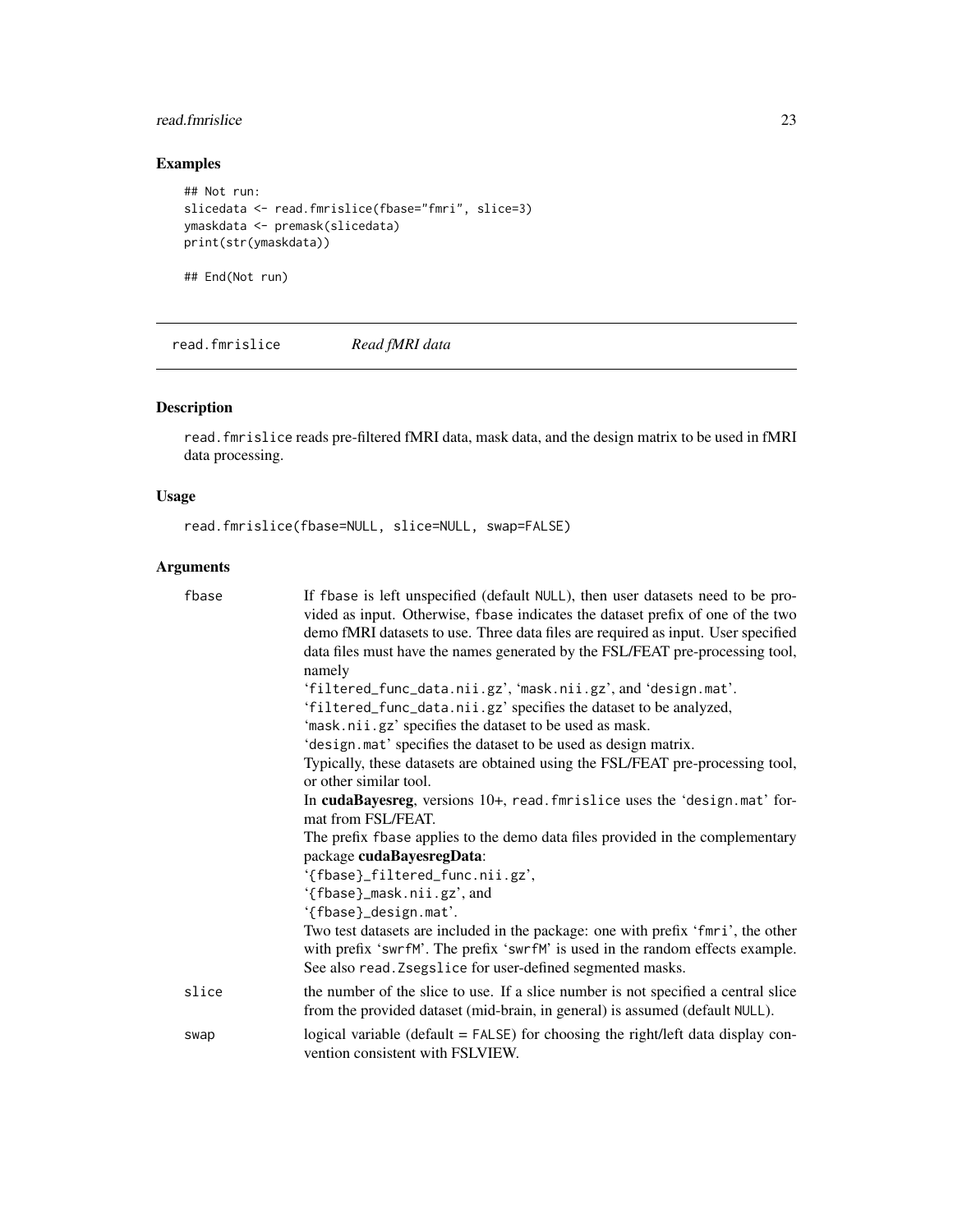## Examples

```
## Not run:
slicedata <- read.fmrislice(fbase="fmri", slice=3)
ymaskdata <- premask(slicedata)
print(str(ymaskdata))

## End(Not run)
```

---

## read.fmrislice    *Read fMRI data*

### Description

read.fmrislice reads pre-filtered fMRI data, mask data, and the design matrix to be used in fMRI data processing.

### Usage

```
read.fmrislice(fbase=NULL, slice=NULL, swap=FALSE)
```

### Arguments

| | |
|---|---|
| fbase | If fbase is left unspecified (default NULL), then user datasets need to be provided as input. Otherwise, fbase indicates the dataset prefix of one of the two demo fMRI datasets to use. Three data files are required as input. User specified data files must have the names generated by the FSL/FEAT pre-processing tool, namely<br>'filtered_func_data.nii.gz', 'mask.nii.gz', and 'design.mat'.<br>'filtered_func_data.nii.gz' specifies the dataset to be analyzed,<br>'mask.nii.gz' specifies the dataset to be used as mask.<br>'design.mat' specifies the dataset to be used as design matrix.<br>Typically, these datasets are obtained using the FSL/FEAT pre-processing tool, or other similar tool.<br>In **cudaBayesreg**, versions 10+, read.fmrislice uses the 'design.mat' format from FSL/FEAT.<br>The prefix fbase applies to the demo data files provided in the complementary package **cudaBayesregData**:<br>'{fbase}_filtered_func.nii.gz',<br>'{fbase}_mask.nii.gz', and<br>'{fbase}_design.mat'.<br>Two test datasets are included in the package: one with prefix 'fmri', the other with prefix 'swrfM'. The prefix 'swrfM' is used in the random effects example. See also read.Zsegslice for user-defined segmented masks. |
| slice | the number of the slice to use. If a slice number is not specified a central slice from the provided dataset (mid-brain, in general) is assumed (default NULL). |
| swap | logical variable (default = FALSE) for choosing the right/left data display convention consistent with FSLVIEW. |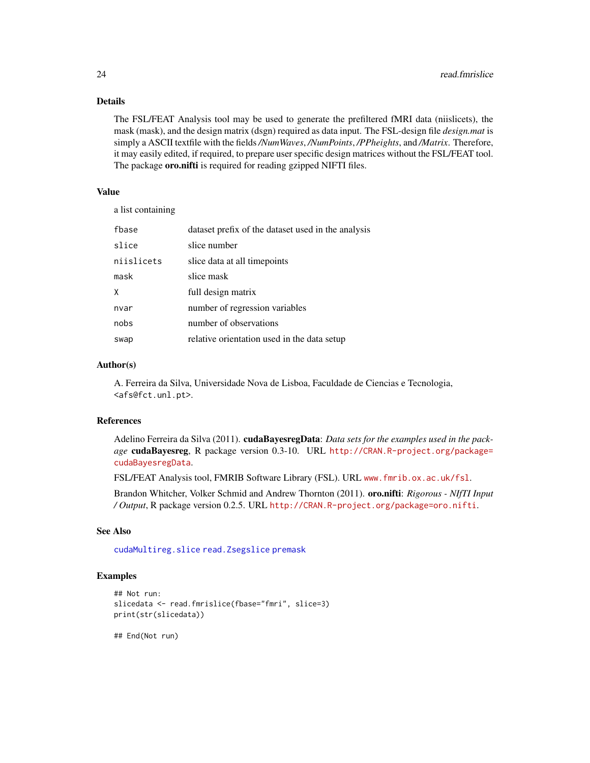## Details

The FSL/FEAT Analysis tool may be used to generate the prefiltered fMRI data (niislicets), the mask (mask), and the design matrix (dsgn) required as data input. The FSL-design file *design.mat* is simply a ASCII textfile with the fields */NumWaves*, */NumPoints*, */PPheights*, and */Matrix*. Therefore, it may easily edited, if required, to prepare user specific design matrices without the FSL/FEAT tool. The package **oro.nifti** is required for reading gzipped NIFTI files.

## Value

a list containing

| | |
|---|---|
| `fbase` | dataset prefix of the dataset used in the analysis |
| `slice` | slice number |
| `niislicets` | slice data at all timepoints |
| `mask` | slice mask |
| `X` | full design matrix |
| `nvar` | number of regression variables |
| `nobs` | number of observations |
| `swap` | relative orientation used in the data setup |

## Author(s)

A. Ferreira da Silva, Universidade Nova de Lisboa, Faculdade de Ciencias e Tecnologia, <afs@fct.unl.pt>.

## References

Adelino Ferreira da Silva (2011). **cudaBayesregData**: *Data sets for the examples used in the package* **cudaBayesreg**, R package version 0.3-10. URL http://CRAN.R-project.org/package=cudaBayesregData.

FSL/FEAT Analysis tool, FMRIB Software Library (FSL). URL www.fmrib.ox.ac.uk/fsl.

Brandon Whitcher, Volker Schmid and Andrew Thornton (2011). **oro.nifti**: *Rigorous - NIfTI Input / Output*, R package version 0.2.5. URL http://CRAN.R-project.org/package=oro.nifti.

## See Also

`cudaMultireg.slice` `read.Zsegslice` `premask`

## Examples

```
## Not run:
slicedata <- read.fmrislice(fbase="fmri", slice=3)
print(str(slicedata))

## End(Not run)
```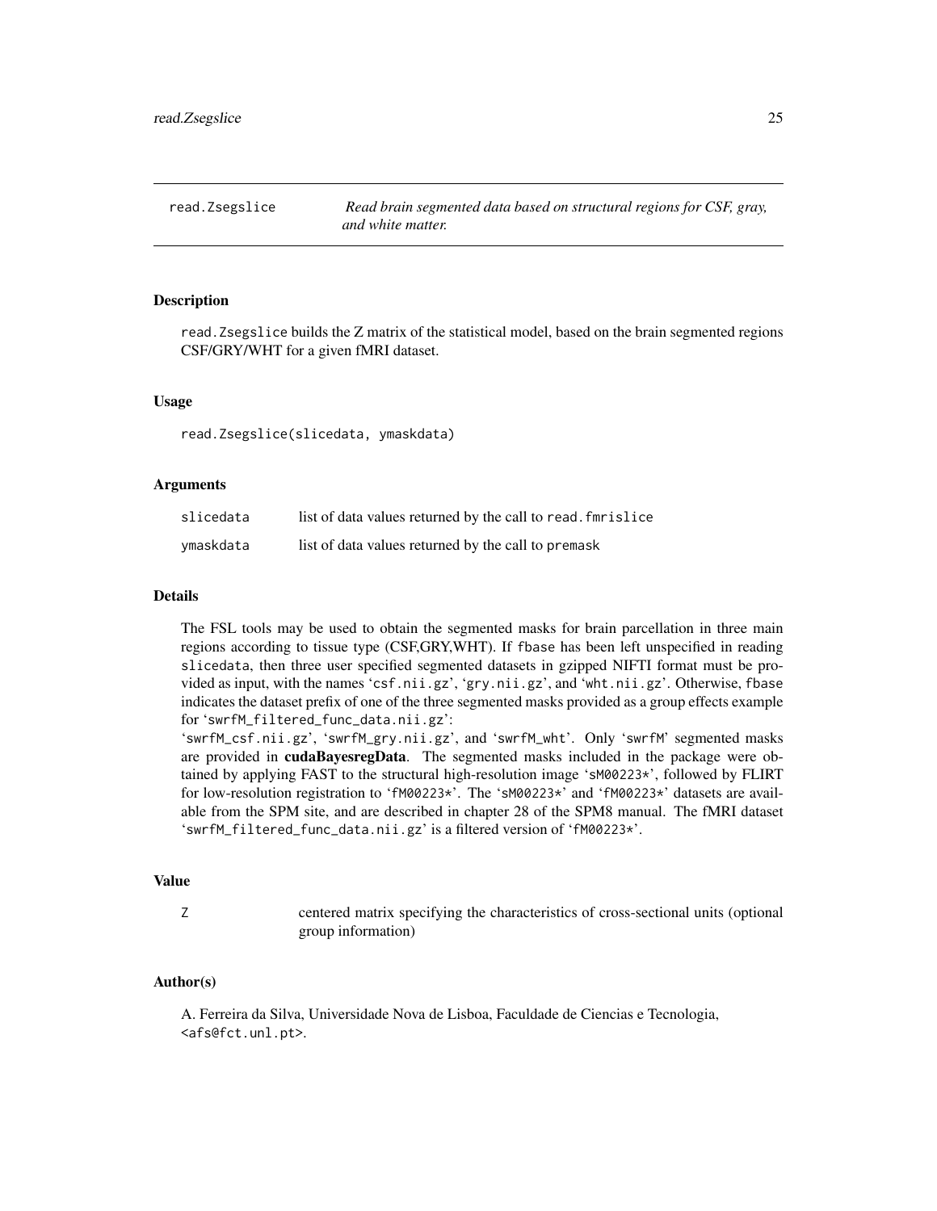## read.Zsegslice — *Read brain segmented data based on structural regions for CSF, gray, and white matter.*

### Description

`read.Zsegslice` builds the Z matrix of the statistical model, based on the brain segmented regions CSF/GRY/WHT for a given fMRI dataset.

### Usage

```
read.Zsegslice(slicedata, ymaskdata)
```

### Arguments

| | |
|---|---|
| `slicedata` | list of data values returned by the call to `read.fmrislice` |
| `ymaskdata` | list of data values returned by the call to `premask` |

### Details

The FSL tools may be used to obtain the segmented masks for brain parcellation in three main regions according to tissue type (CSF,GRY,WHT). If `fbase` has been left unspecified in reading `slicedata`, then three user specified segmented datasets in gzipped NIFTI format must be provided as input, with the names '`csf.nii.gz`', '`gry.nii.gz`', and '`wht.nii.gz`'. Otherwise, `fbase` indicates the dataset prefix of one of the three segmented masks provided as a group effects example for '`swrfM_filtered_func_data.nii.gz`':
'`swrfM_csf.nii.gz`', '`swrfM_gry.nii.gz`', and '`swrfM_wht`'. Only '`swrfM`' segmented masks are provided in **cudaBayesregData**. The segmented masks included in the package were obtained by applying FAST to the structural high-resolution image '`sM00223*`', followed by FLIRT for low-resolution registration to '`fM00223*`'. The '`sM00223*`' and '`fM00223*`' datasets are available from the SPM site, and are described in chapter 28 of the SPM8 manual. The fMRI dataset '`swrfM_filtered_func_data.nii.gz`' is a filtered version of '`fM00223*`'.

### Value

| | |
|---|---|
| `Z` | centered matrix specifying the characteristics of cross-sectional units (optional group information) |

### Author(s)

A. Ferreira da Silva, Universidade Nova de Lisboa, Faculdade de Ciencias e Tecnologia, `<afs@fct.unl.pt>`.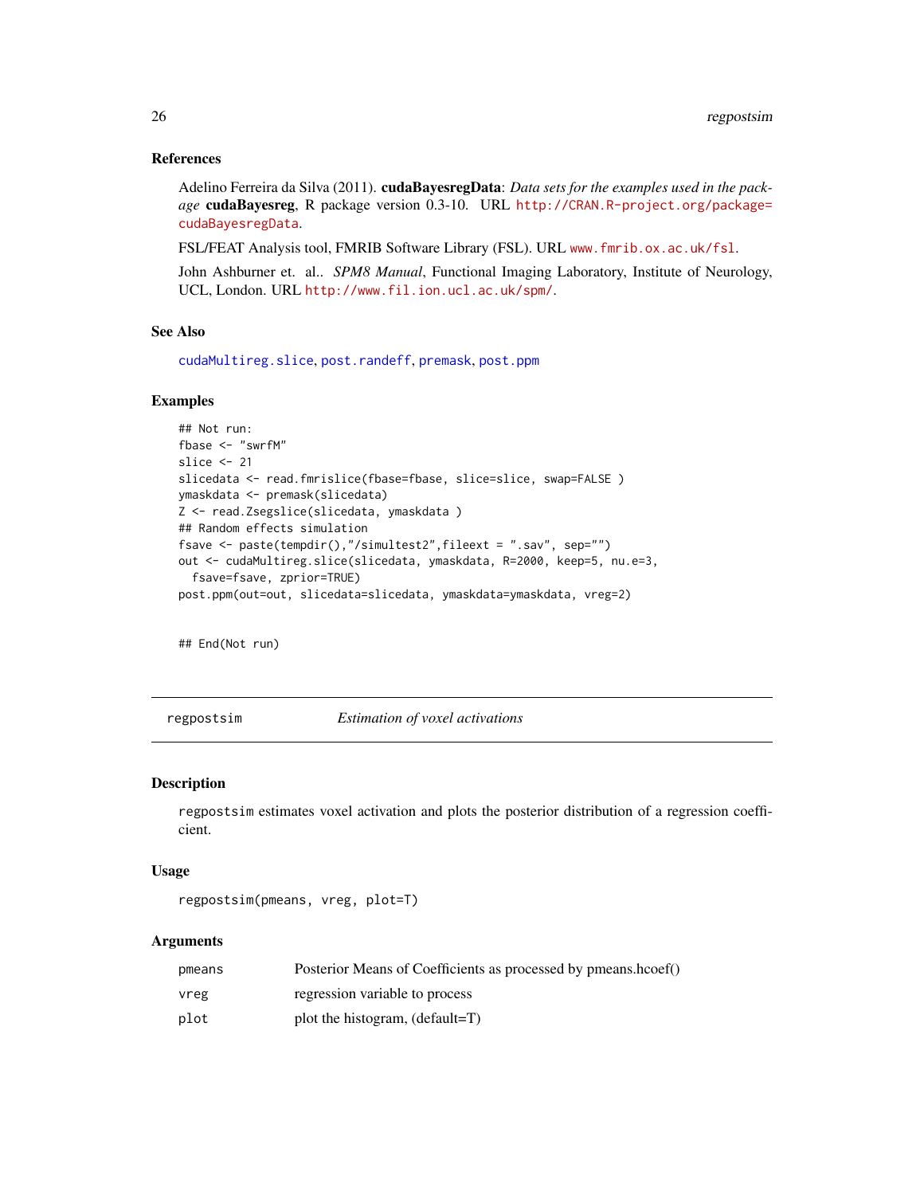### References

Adelino Ferreira da Silva (2011). **cudaBayesregData**: *Data sets for the examples used in the package* **cudaBayesreg**, R package version 0.3-10. URL http://CRAN.R-project.org/package=cudaBayesregData.

FSL/FEAT Analysis tool, FMRIB Software Library (FSL). URL www.fmrib.ox.ac.uk/fsl.

John Ashburner et. al.. *SPM8 Manual*, Functional Imaging Laboratory, Institute of Neurology, UCL, London. URL http://www.fil.ion.ucl.ac.uk/spm/.

### See Also

cudaMultireg.slice, post.randeff, premask, post.ppm

### Examples

```
## Not run:
fbase <- "swrfM"
slice <- 21
slicedata <- read.fmrislice(fbase=fbase, slice=slice, swap=FALSE )
ymaskdata <- premask(slicedata)
Z <- read.Zsegslice(slicedata, ymaskdata )
## Random effects simulation
fsave <- paste(tempdir(),"/simultest2",fileext = ".sav", sep="")
out <- cudaMultireg.slice(slicedata, ymaskdata, R=2000, keep=5, nu.e=3,
  fsave=fsave, zprior=TRUE)
post.ppm(out=out, slicedata=slicedata, ymaskdata=ymaskdata, vreg=2)


## End(Not run)
```

---

## regpostsim — *Estimation of voxel activations*

### Description

regpostsim estimates voxel activation and plots the posterior distribution of a regression coefficient.

### Usage

```
regpostsim(pmeans, vreg, plot=T)
```

### Arguments

| | |
|---|---|
| pmeans | Posterior Means of Coefficients as processed by pmeans.hcoef() |
| vreg | regression variable to process |
| plot | plot the histogram, (default=T) |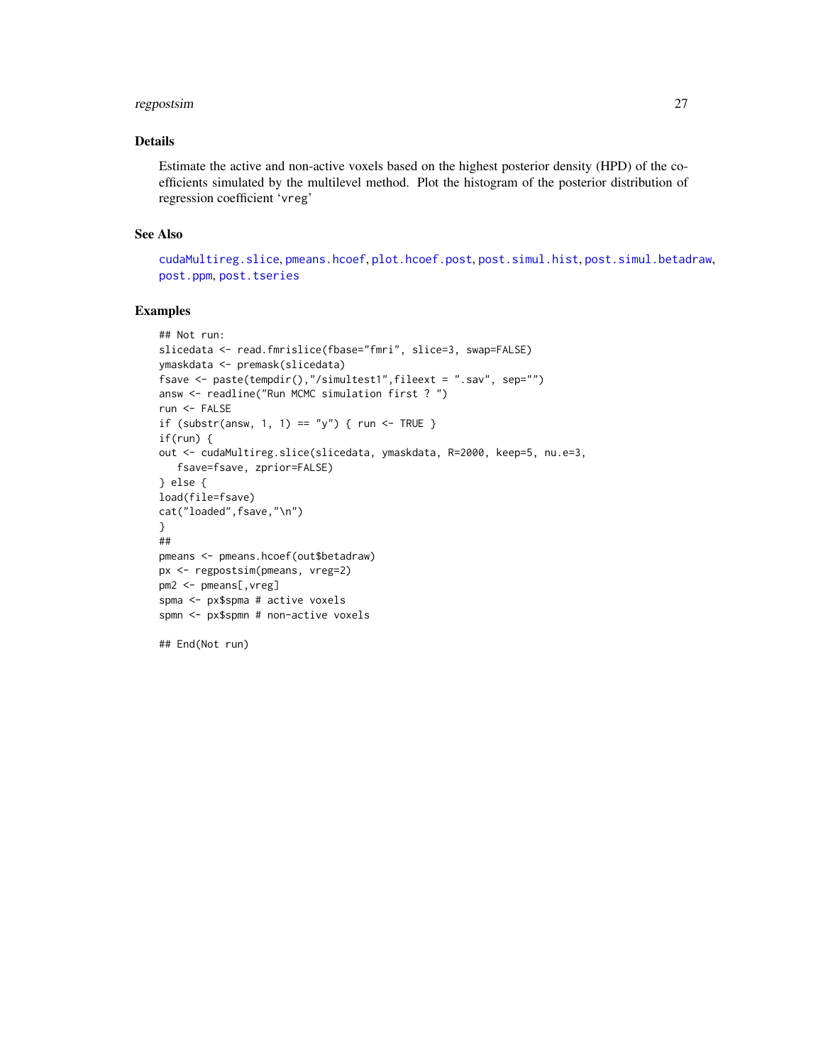## Details

Estimate the active and non-active voxels based on the highest posterior density (HPD) of the coefficients simulated by the multilevel method. Plot the histogram of the posterior distribution of regression coefficient 'vreg'

## See Also

cudaMultireg.slice, pmeans.hcoef, plot.hcoef.post, post.simul.hist, post.simul.betadraw, post.ppm, post.tseries

## Examples

```
## Not run:
slicedata <- read.fmrislice(fbase="fmri", slice=3, swap=FALSE)
ymaskdata <- premask(slicedata)
fsave <- paste(tempdir(),"/simultest1",fileext = ".sav", sep="")
answ <- readline("Run MCMC simulation first ? ")
run <- FALSE
if (substr(answ, 1, 1) == "y") { run <- TRUE }
if(run) {
out <- cudaMultireg.slice(slicedata, ymaskdata, R=2000, keep=5, nu.e=3,
   fsave=fsave, zprior=FALSE)
} else {
load(file=fsave)
cat("loaded",fsave,"\n")
}
##
pmeans <- pmeans.hcoef(out$betadraw)
px <- regpostsim(pmeans, vreg=2)
pm2 <- pmeans[,vreg]
spma <- px$spma # active voxels
spmn <- px$spmn # non-active voxels

## End(Not run)
```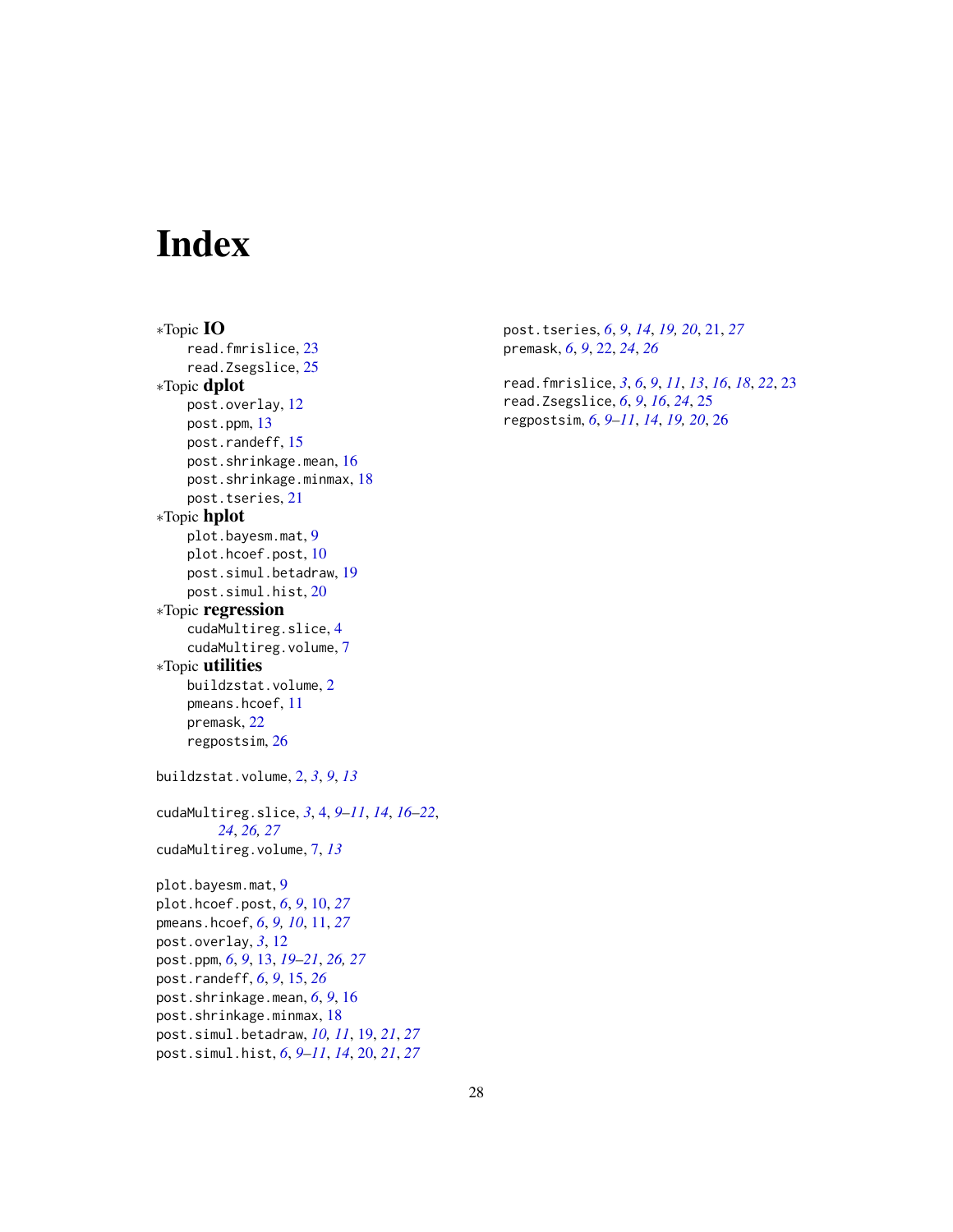# Index

*Topic **IO**
- read.fmrislice, 23
- read.Zsegslice, 25

*Topic **dplot**
- post.overlay, 12
- post.ppm, 13
- post.randeff, 15
- post.shrinkage.mean, 16
- post.shrinkage.minmax, 18
- post.tseries, 21

*Topic **hplot**
- plot.bayesm.mat, 9
- plot.hcoef.post, 10
- post.simul.betadraw, 19
- post.simul.hist, 20

*Topic **regression**
- cudaMultireg.slice, 4
- cudaMultireg.volume, 7

*Topic **utilities**
- buildzstat.volume, 2
- pmeans.hcoef, 11
- premask, 22
- regpostsim, 26

buildzstat.volume, 2, *3*, *9*, *13*

cudaMultireg.slice, *3*, 4, *9–11*, *14*, *16–22*, *24*, *26*, *27*
cudaMultireg.volume, 7, *13*

plot.bayesm.mat, 9
plot.hcoef.post, *6*, *9*, 10, *27*
pmeans.hcoef, *6*, *9*, *10*, 11, *27*
post.overlay, *3*, 12
post.ppm, *6*, *9*, 13, *19–21*, *26*, *27*
post.randeff, *6*, *9*, 15, *26*
post.shrinkage.mean, *6*, *9*, 16
post.shrinkage.minmax, 18
post.simul.betadraw, *10*, *11*, 19, *21*, *27*
post.simul.hist, *6*, *9–11*, *14*, 20, *21*, *27*
post.tseries, *6*, *9*, *14*, *19*, *20*, 21, *27*
premask, *6*, *9*, 22, *24*, *26*

read.fmrislice, *3*, *6*, *9*, *11*, *13*, *16*, *18*, *22*, 23
read.Zsegslice, *6*, *9*, *16*, *24*, 25
regpostsim, *6*, *9–11*, *14*, *19*, *20*, 26